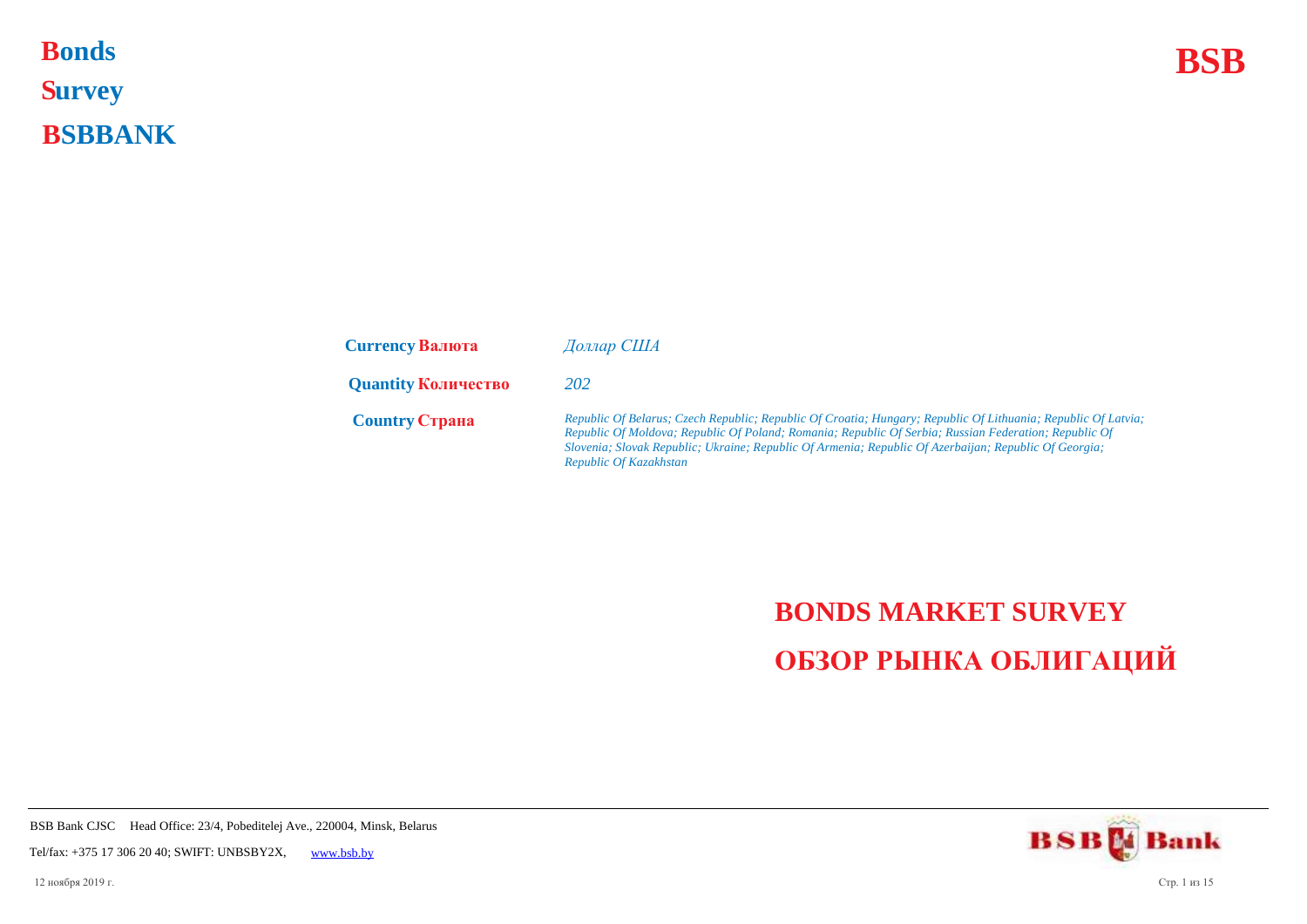# Bonds
# Survey
# BSBBANK

**BSB**

| | |
|---|---|
| **Currency Валюта** | *Доллар США* |
| **Quantity Количество** | *202* |
| **Country Страна** | *Republic Of Belarus; Czech Republic; Republic Of Croatia; Hungary; Republic Of Lithuania; Republic Of Latvia; Republic Of Moldova; Republic Of Poland; Romania; Republic Of Serbia; Russian Federation; Republic Of Slovenia; Slovak Republic; Ukraine; Republic Of Armenia; Republic Of Azerbaijan; Republic Of Georgia; Republic Of Kazakhstan* |

## BONDS MARKET SURVEY
## ОБЗОР РЫНКА ОБЛИГАЦИЙ

BSB Bank CJSC Head Office: 23/4, Pobeditelej Ave., 220004, Minsk, Belarus

Tel/fax: +375 17 306 20 40; SWIFT: UNBSBY2X, www.bsb.by

12 ноября 2019 г.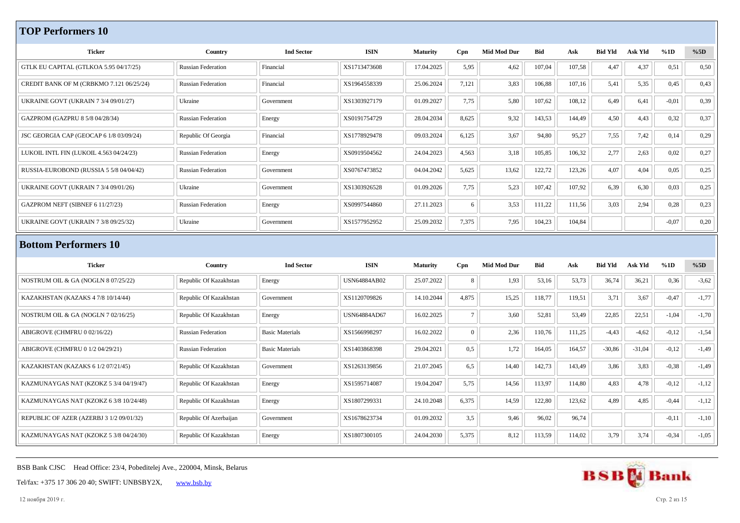## TOP Performers 10

| Ticker | Country | Ind Sector | ISIN | Maturity | Cpn | Mid Mod Dur | Bid | Ask | Bid Yld | Ask Yld | %1D | %5D |
|---|---|---|---|---|---|---|---|---|---|---|---|---|
| GTLK EU CAPITAL (GTLKOA 5.95 04/17/25) | Russian Federation | Financial | XS1713473608 | 17.04.2025 | 5,95 | 4,62 | 107,04 | 107,58 | 4,47 | 4,37 | 0,51 | 0,50 |
| CREDIT BANK OF M (CRBKMO 7.121 06/25/24) | Russian Federation | Financial | XS1964558339 | 25.06.2024 | 7,121 | 3,83 | 106,88 | 107,16 | 5,41 | 5,35 | 0,45 | 0,43 |
| UKRAINE GOVT (UKRAIN 7 3/4 09/01/27) | Ukraine | Government | XS1303927179 | 01.09.2027 | 7,75 | 5,80 | 107,62 | 108,12 | 6,49 | 6,41 | -0,01 | 0,39 |
| GAZPROM (GAZPRU 8 5/8 04/28/34) | Russian Federation | Energy | XS0191754729 | 28.04.2034 | 8,625 | 9,32 | 143,53 | 144,49 | 4,50 | 4,43 | 0,32 | 0,37 |
| JSC GEORGIA CAP (GEOCAP 6 1/8 03/09/24) | Republic Of Georgia | Financial | XS1778929478 | 09.03.2024 | 6,125 | 3,67 | 94,80 | 95,27 | 7,55 | 7,42 | 0,14 | 0,29 |
| LUKOIL INTL FIN (LUKOIL 4.563 04/24/23) | Russian Federation | Energy | XS0919504562 | 24.04.2023 | 4,563 | 3,18 | 105,85 | 106,32 | 2,77 | 2,63 | 0,02 | 0,27 |
| RUSSIA-EUROBOND (RUSSIA 5 5/8 04/04/42) | Russian Federation | Government | XS0767473852 | 04.04.2042 | 5,625 | 13,62 | 122,72 | 123,26 | 4,07 | 4,04 | 0,05 | 0,25 |
| UKRAINE GOVT (UKRAIN 7 3/4 09/01/26) | Ukraine | Government | XS1303926528 | 01.09.2026 | 7,75 | 5,23 | 107,42 | 107,92 | 6,39 | 6,30 | 0,03 | 0,25 |
| GAZPROM NEFT (SIBNEF 6 11/27/23) | Russian Federation | Energy | XS0997544860 | 27.11.2023 | 6 | 3,53 | 111,22 | 111,56 | 3,03 | 2,94 | 0,28 | 0,23 |
| UKRAINE GOVT (UKRAIN 7 3/8 09/25/32) | Ukraine | Government | XS1577952952 | 25.09.2032 | 7,375 | 7,95 | 104,23 | 104,84 | | | -0,07 | 0,20 |

## Bottom Performers 10

| Ticker | Country | Ind Sector | ISIN | Maturity | Cpn | Mid Mod Dur | Bid | Ask | Bid Yld | Ask Yld | %1D | %5D |
|---|---|---|---|---|---|---|---|---|---|---|---|---|
| NOSTRUM OIL & GA (NOGLN 8 07/25/22) | Republic Of Kazakhstan | Energy | USN64884AB02 | 25.07.2022 | 8 | 1,93 | 53,16 | 53,73 | 36,74 | 36,21 | 0,36 | -3,62 |
| KAZAKHSTAN (KAZAKS 4 7/8 10/14/44) | Republic Of Kazakhstan | Government | XS1120709826 | 14.10.2044 | 4,875 | 15,25 | 118,77 | 119,51 | 3,71 | 3,67 | -0,47 | -1,77 |
| NOSTRUM OIL & GA (NOGLN 7 02/16/25) | Republic Of Kazakhstan | Energy | USN64884AD67 | 16.02.2025 | 7 | 3,60 | 52,81 | 53,49 | 22,85 | 22,51 | -1,04 | -1,70 |
| ABIGROVE (CHMFRU 0 02/16/22) | Russian Federation | Basic Materials | XS1566998297 | 16.02.2022 | 0 | 2,36 | 110,76 | 111,25 | -4,43 | -4,62 | -0,12 | -1,54 |
| ABIGROVE (CHMFRU 0 1/2 04/29/21) | Russian Federation | Basic Materials | XS1403868398 | 29.04.2021 | 0,5 | 1,72 | 164,05 | 164,57 | -30,86 | -31,04 | -0,12 | -1,49 |
| KAZAKHSTAN (KAZAKS 6 1/2 07/21/45) | Republic Of Kazakhstan | Government | XS1263139856 | 21.07.2045 | 6,5 | 14,40 | 142,73 | 143,49 | 3,86 | 3,83 | -0,38 | -1,49 |
| KAZMUNAYGAS NAT (KZOKZ 5 3/4 04/19/47) | Republic Of Kazakhstan | Energy | XS1595714087 | 19.04.2047 | 5,75 | 14,56 | 113,97 | 114,80 | 4,83 | 4,78 | -0,12 | -1,12 |
| KAZMUNAYGAS NAT (KZOKZ 6 3/8 10/24/48) | Republic Of Kazakhstan | Energy | XS1807299331 | 24.10.2048 | 6,375 | 14,59 | 122,80 | 123,62 | 4,89 | 4,85 | -0,44 | -1,12 |
| REPUBLIC OF AZER (AZERBJ 3 1/2 09/01/32) | Republic Of Azerbaijan | Government | XS1678623734 | 01.09.2032 | 3,5 | 9,46 | 96,02 | 96,74 | | | -0,11 | -1,10 |
| KAZMUNAYGAS NAT (KZOKZ 5 3/8 04/24/30) | Republic Of Kazakhstan | Energy | XS1807300105 | 24.04.2030 | 5,375 | 8,12 | 113,59 | 114,02 | 3,79 | 3,74 | -0,34 | -1,05 |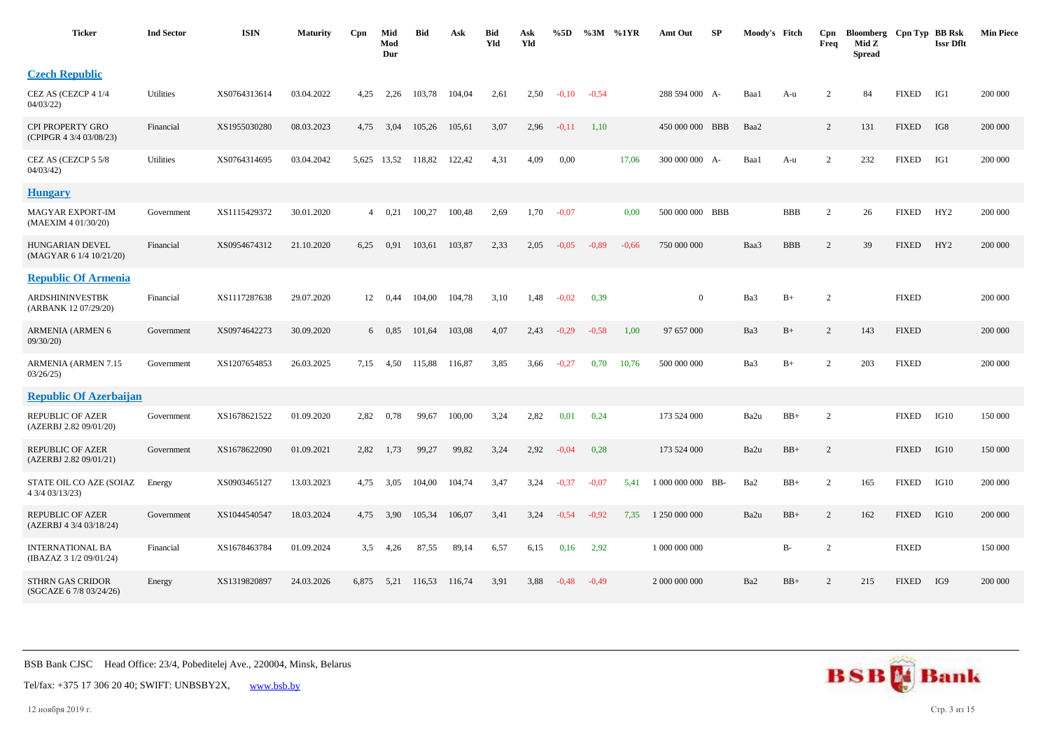| Ticker | Ind Sector | ISIN | Maturity | Cpn | Mid Mod Dur | Bid | Ask | Bid Yld | Ask Yld | %5D | %3M | %1YR | Amt Out | SP | Moody's | Fitch | Cpn Freq | Bloomberg Mid Z Spread | Cpn Typ | BB Rsk Issr Dflt | Min Piece |
|---|---|---|---|---|---|---|---|---|---|---|---|---|---|---|---|---|---|---|---|---|---|
| **Czech Republic** | | | | | | | | | | | | | | | | | | | | | |
| CEZ AS (CEZCP 4 1/4 04/03/22) | Utilities | XS0764313614 | 03.04.2022 | 4,25 | 2,26 | 103,78 | 104,04 | 2,61 | 2,50 | -0,10 | -0,54 | | 288 594 000 | A- | Baa1 | A-u | 2 | 84 | FIXED | IG1 | 200 000 |
| CPI PROPERTY GRO (CPIPGR 4 3/4 03/08/23) | Financial | XS1955030280 | 08.03.2023 | 4,75 | 3,04 | 105,26 | 105,61 | 3,07 | 2,96 | -0,11 | 1,10 | | 450 000 000 | BBB | Baa2 | | 2 | 131 | FIXED | IG8 | 200 000 |
| CEZ AS (CEZCP 5 5/8 04/03/42) | Utilities | XS0764314695 | 03.04.2042 | 5,625 | 13,52 | 118,82 | 122,42 | 4,31 | 4,09 | 0,00 | | 17,06 | 300 000 000 | A- | Baa1 | A-u | 2 | 232 | FIXED | IG1 | 200 000 |
| **Hungary** | | | | | | | | | | | | | | | | | | | | | |
| MAGYAR EXPORT-IM (MAEXIM 4 01/30/20) | Government | XS1115429372 | 30.01.2020 | 4 | 0,21 | 100,27 | 100,48 | 2,69 | 1,70 | -0,07 | | 0,00 | 500 000 000 | BBB | | BBB | 2 | 26 | FIXED | HY2 | 200 000 |
| HUNGARIAN DEVEL (MAGYAR 6 1/4 10/21/20) | Financial | XS0954674312 | 21.10.2020 | 6,25 | 0,91 | 103,61 | 103,87 | 2,33 | 2,05 | -0,05 | -0,89 | -0,66 | 750 000 000 | | Baa3 | BBB | 2 | 39 | FIXED | HY2 | 200 000 |
| **Republic Of Armenia** | | | | | | | | | | | | | | | | | | | | | |
| ARDSHININVESTBK (ARBANK 12 07/29/20) | Financial | XS1117287638 | 29.07.2020 | 12 | 0,44 | 104,00 | 104,78 | 3,10 | 1,48 | -0,02 | 0,39 | | 0 | | Ba3 | B+ | 2 | | FIXED | | 200 000 |
| ARMENIA (ARMEN 6 09/30/20) | Government | XS0974642273 | 30.09.2020 | 6 | 0,85 | 101,64 | 103,08 | 4,07 | 2,43 | -0,29 | -0,58 | 1,00 | 97 657 000 | | Ba3 | B+ | 2 | 143 | FIXED | | 200 000 |
| ARMENIA (ARMEN 7.15 03/26/25) | Government | XS1207654853 | 26.03.2025 | 7,15 | 4,50 | 115,88 | 116,87 | 3,85 | 3,66 | -0,27 | 0,70 | 10,76 | 500 000 000 | | Ba3 | B+ | 2 | 203 | FIXED | | 200 000 |
| **Republic Of Azerbaijan** | | | | | | | | | | | | | | | | | | | | | |
| REPUBLIC OF AZER (AZERBJ 2.82 09/01/20) | Government | XS1678621522 | 01.09.2020 | 2,82 | 0,78 | 99,67 | 100,00 | 3,24 | 2,82 | 0,01 | 0,24 | | 173 524 000 | | Ba2u | BB+ | 2 | | FIXED | IG10 | 150 000 |
| REPUBLIC OF AZER (AZERBJ 2.82 09/01/21) | Government | XS1678622090 | 01.09.2021 | 2,82 | 1,73 | 99,27 | 99,82 | 3,24 | 2,92 | -0,04 | 0,28 | | 173 524 000 | | Ba2u | BB+ | 2 | | FIXED | IG10 | 150 000 |
| STATE OIL CO AZE (SOIAZ 4 3/4 03/13/23) | Energy | XS0903465127 | 13.03.2023 | 4,75 | 3,05 | 104,00 | 104,74 | 3,47 | 3,24 | -0,37 | -0,07 | 5,41 | 1 000 000 000 | BB- | Ba2 | BB+ | 2 | 165 | FIXED | IG10 | 200 000 |
| REPUBLIC OF AZER (AZERBJ 4 3/4 03/18/24) | Government | XS1044540547 | 18.03.2024 | 4,75 | 3,90 | 105,34 | 106,07 | 3,41 | 3,24 | -0,54 | -0,92 | 7,35 | 1 250 000 000 | | Ba2u | BB+ | 2 | 162 | FIXED | IG10 | 200 000 |
| INTERNATIONAL BA (IBAZAZ 3 1/2 09/01/24) | Financial | XS1678463784 | 01.09.2024 | 3,5 | 4,26 | 87,55 | 89,14 | 6,57 | 6,15 | 0,16 | 2,92 | | 1 000 000 000 | | | B- | 2 | | FIXED | | 150 000 |
| STHRN GAS CRIDOR (SGCAZE 6 7/8 03/24/26) | Energy | XS1319820897 | 24.03.2026 | 6,875 | 5,21 | 116,53 | 116,74 | 3,91 | 3,88 | -0,48 | -0,49 | | 2 000 000 000 | | Ba2 | BB+ | 2 | 215 | FIXED | IG9 | 200 000 |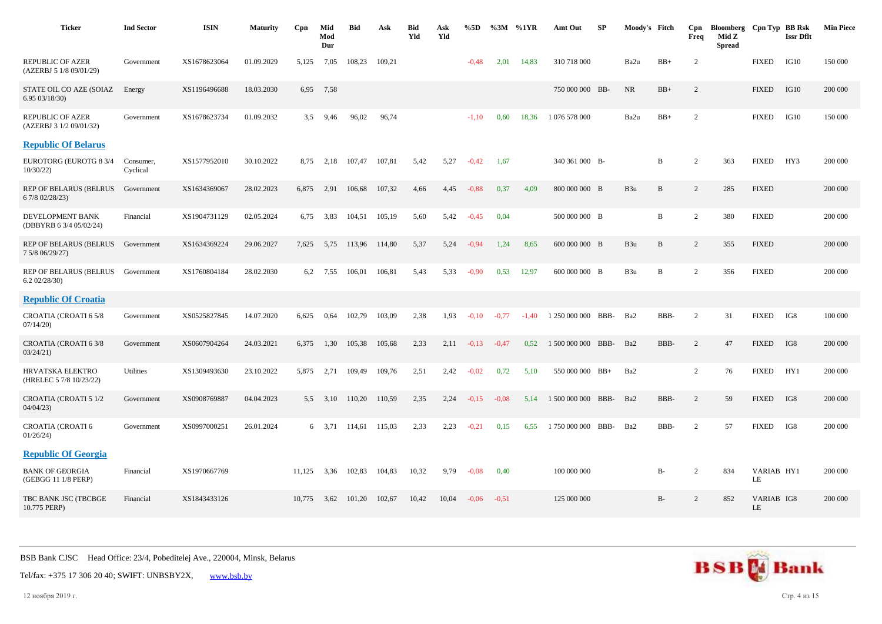| Ticker | Ind Sector | ISIN | Maturity | Cpn | Mid Mod Dur | Bid | Ask | Bid Yld | Ask Yld | %5D | %3M | %1YR | Amt Out | SP | Moody's | Fitch | Cpn Freq | Bloomberg Mid Z Spread | Cpn Typ | BB Rsk Issr Dflt | Min Piece |
|---|---|---|---|---|---|---|---|---|---|---|---|---|---|---|---|---|---|---|---|---|---|
| REPUBLIC OF AZER (AZERBJ 5 1/8 09/01/29) | Government | XS1678623064 | 01.09.2029 | 5,125 | 7,05 | 108,23 | 109,21 | | | -0,48 | 2,01 | 14,83 | 310 718 000 | | Ba2u | BB+ | 2 | | FIXED | IG10 | 150 000 |
| STATE OIL CO AZE (SOIAZ 6.95 03/18/30) | Energy | XS1196496688 | 18.03.2030 | 6,95 | 7,58 | | | | | | | | 750 000 000 | BB- | NR | BB+ | 2 | | FIXED | IG10 | 200 000 |
| REPUBLIC OF AZER (AZERBJ 3 1/2 09/01/32) | Government | XS1678623734 | 01.09.2032 | 3,5 | 9,46 | 96,02 | 96,74 | | | -1,10 | 0,60 | 18,36 | 1 076 578 000 | | Ba2u | BB+ | 2 | | FIXED | IG10 | 150 000 |
| **Republic Of Belarus** | | | | | | | | | | | | | | | | | | | | | |
| EUROTORG (EUROTG 8 3/4 10/30/22) | Consumer, Cyclical | XS1577952010 | 30.10.2022 | 8,75 | 2,18 | 107,47 | 107,81 | 5,42 | 5,27 | -0,42 | 1,67 | | 340 361 000 | B- | | B | 2 | 363 | FIXED | HY3 | 200 000 |
| REP OF BELARUS (BELRUS 6 7/8 02/28/23) | Government | XS1634369067 | 28.02.2023 | 6,875 | 2,91 | 106,68 | 107,32 | 4,66 | 4,45 | -0,88 | 0,37 | 4,09 | 800 000 000 | B | B3u | B | 2 | 285 | FIXED | | 200 000 |
| DEVELOPMENT BANK (DBBYRB 6 3/4 05/02/24) | Financial | XS1904731129 | 02.05.2024 | 6,75 | 3,83 | 104,51 | 105,19 | 5,60 | 5,42 | -0,45 | 0,04 | | 500 000 000 | B | | B | 2 | 380 | FIXED | | 200 000 |
| REP OF BELARUS (BELRUS 7 5/8 06/29/27) | Government | XS1634369224 | 29.06.2027 | 7,625 | 5,75 | 113,96 | 114,80 | 5,37 | 5,24 | -0,94 | 1,24 | 8,65 | 600 000 000 | B | B3u | B | 2 | 355 | FIXED | | 200 000 |
| REP OF BELARUS (BELRUS 6.2 02/28/30) | Government | XS1760804184 | 28.02.2030 | 6,2 | 7,55 | 106,01 | 106,81 | 5,43 | 5,33 | -0,90 | 0,53 | 12,97 | 600 000 000 | B | B3u | B | 2 | 356 | FIXED | | 200 000 |
| **Republic Of Croatia** | | | | | | | | | | | | | | | | | | | | | |
| CROATIA (CROATI 6 5/8 07/14/20) | Government | XS0525827845 | 14.07.2020 | 6,625 | 0,64 | 102,79 | 103,09 | 2,38 | 1,93 | -0,10 | -0,77 | -1,40 | 1 250 000 000 | BBB- | Ba2 | BBB- | 2 | 31 | FIXED | IG8 | 100 000 |
| CROATIA (CROATI 6 3/8 03/24/21) | Government | XS0607904264 | 24.03.2021 | 6,375 | 1,30 | 105,38 | 105,68 | 2,33 | 2,11 | -0,13 | -0,47 | 0,52 | 1 500 000 000 | BBB- | Ba2 | BBB- | 2 | 47 | FIXED | IG8 | 200 000 |
| HRVATSKA ELEKTRO (HRELEC 5 7/8 10/23/22) | Utilities | XS1309493630 | 23.10.2022 | 5,875 | 2,71 | 109,49 | 109,76 | 2,51 | 2,42 | -0,02 | 0,72 | 5,10 | 550 000 000 | BB+ | Ba2 | | 2 | 76 | FIXED | HY1 | 200 000 |
| CROATIA (CROATI 5 1/2 04/04/23) | Government | XS0908769887 | 04.04.2023 | 5,5 | 3,10 | 110,20 | 110,59 | 2,35 | 2,24 | -0,15 | -0,08 | 5,14 | 1 500 000 000 | BBB- | Ba2 | BBB- | 2 | 59 | FIXED | IG8 | 200 000 |
| CROATIA (CROATI 6 01/26/24) | Government | XS0997000251 | 26.01.2024 | 6 | 3,71 | 114,61 | 115,03 | 2,33 | 2,23 | -0,21 | 0,15 | 6,55 | 1 750 000 000 | BBB- | Ba2 | BBB- | 2 | 57 | FIXED | IG8 | 200 000 |
| **Republic Of Georgia** | | | | | | | | | | | | | | | | | | | | | |
| BANK OF GEORGIA (GEBGG 11 1/8 PERP) | Financial | XS1970667769 | | 11,125 | 3,36 | 102,83 | 104,83 | 10,32 | 9,79 | -0,08 | 0,40 | | 100 000 000 | | | B- | 2 | 834 | VARIABLE | HY1 | 200 000 |
| TBC BANK JSC (TBCBGE 10.775 PERP) | Financial | XS1843433126 | | 10,775 | 3,62 | 101,20 | 102,67 | 10,42 | 10,04 | -0,06 | -0,51 | | 125 000 000 | | | B- | 2 | 852 | VARIABLE | IG8 | 200 000 |

BSB Bank CJSC Head Office: 23/4, Pobeditelej Ave., 220004, Minsk, Belarus

Tel/fax: +375 17 306 20 40; SWIFT: UNBSBY2X, www.bsb.by

12 ноября 2019 г.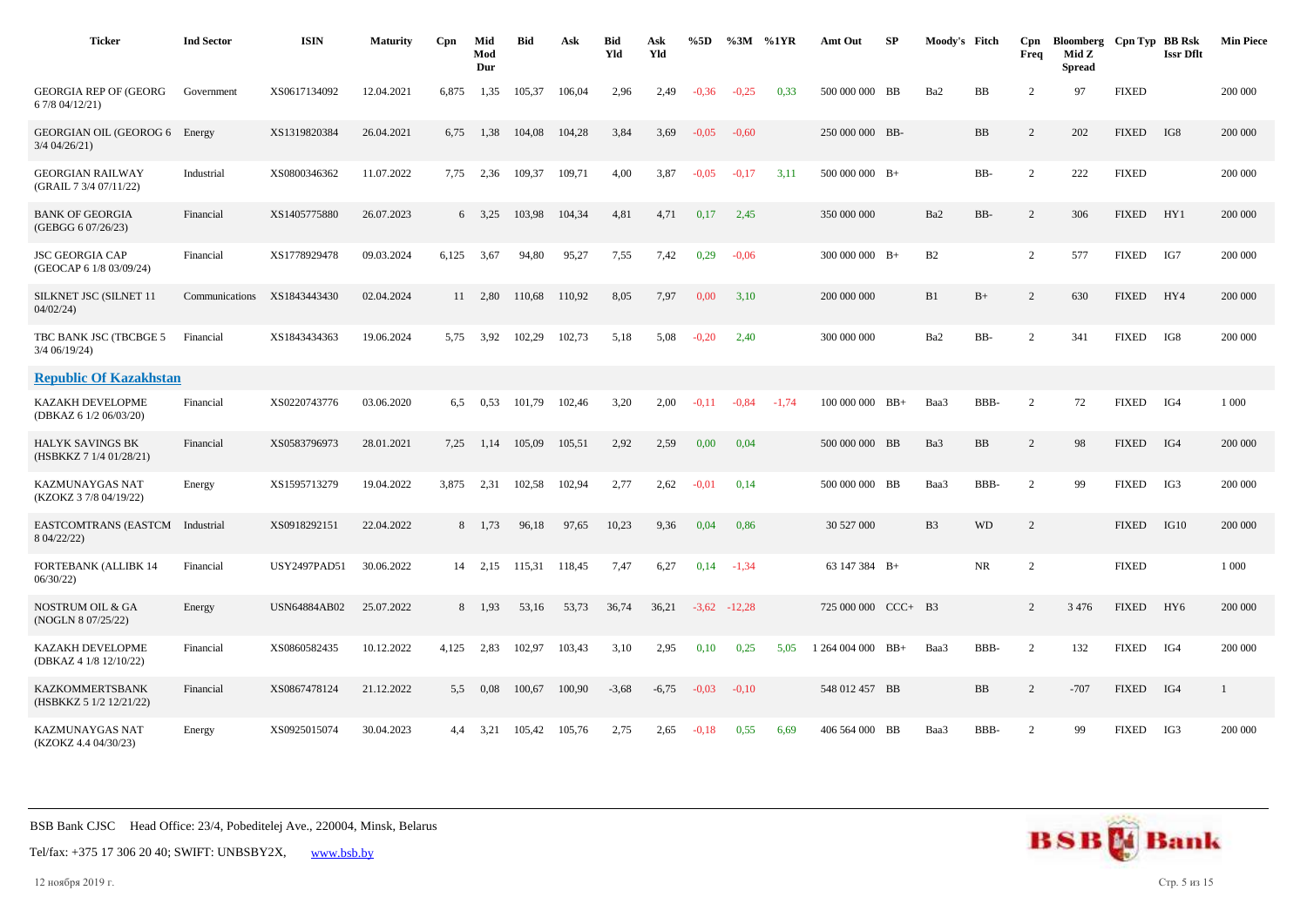| Ticker | Ind Sector | ISIN | Maturity | Cpn | Mid Mod Dur | Bid | Ask | Bid Yld | Ask Yld | %5D | %3M | %1YR | Amt Out | SP | Moody's | Fitch | Cpn Freq | Bloomberg Mid Z Spread | Cpn Typ | BB Rsk Issr Dflt | Min Piece |
|---|---|---|---|---|---|---|---|---|---|---|---|---|---|---|---|---|---|---|---|---|---|
| GEORGIA REP OF (GEORG 6 7/8 04/12/21) | Government | XS0617134092 | 12.04.2021 | 6,875 | 1,35 | 105,37 | 106,04 | 2,96 | 2,49 | -0,36 | -0,25 | 0,33 | 500 000 000 | BB | Ba2 | BB | 2 | 97 | FIXED | | 200 000 |
| GEORGIAN OIL (GEOROG 6 3/4 04/26/21) | Energy | XS1319820384 | 26.04.2021 | 6,75 | 1,38 | 104,08 | 104,28 | 3,84 | 3,69 | -0,05 | -0,60 | | 250 000 000 | BB- | | BB | 2 | 202 | FIXED | IG8 | 200 000 |
| GEORGIAN RAILWAY (GRAIL 7 3/4 07/11/22) | Industrial | XS0800346362 | 11.07.2022 | 7,75 | 2,36 | 109,37 | 109,71 | 4,00 | 3,87 | -0,05 | -0,17 | 3,11 | 500 000 000 | B+ | | BB- | 2 | 222 | FIXED | | 200 000 |
| BANK OF GEORGIA (GEBGG 6 07/26/23) | Financial | XS1405775880 | 26.07.2023 | 6 | 3,25 | 103,98 | 104,34 | 4,81 | 4,71 | 0,17 | 2,45 | | 350 000 000 | | Ba2 | BB- | 2 | 306 | FIXED | HY1 | 200 000 |
| JSC GEORGIA CAP (GEOCAP 6 1/8 03/09/24) | Financial | XS1778929478 | 09.03.2024 | 6,125 | 3,67 | 94,80 | 95,27 | 7,55 | 7,42 | 0,29 | -0,06 | | 300 000 000 | B+ | B2 | | 2 | 577 | FIXED | IG7 | 200 000 |
| SILKNET JSC (SILNET 11 04/02/24) | Communications | XS1843443430 | 02.04.2024 | 11 | 2,80 | 110,68 | 110,92 | 8,05 | 7,97 | 0,00 | 3,10 | | 200 000 000 | | B1 | B+ | 2 | 630 | FIXED | HY4 | 200 000 |
| TBC BANK JSC (TBCBGE 5 3/4 06/19/24) | Financial | XS1843434363 | 19.06.2024 | 5,75 | 3,92 | 102,29 | 102,73 | 5,18 | 5,08 | -0,20 | 2,40 | | 300 000 000 | | Ba2 | BB- | 2 | 341 | FIXED | IG8 | 200 000 |
| **Republic Of Kazakhstan** | | | | | | | | | | | | | | | | | | | | | |
| KAZAKH DEVELOPME (DBKAZ 6 1/2 06/03/20) | Financial | XS0220743776 | 03.06.2020 | 6,5 | 0,53 | 101,79 | 102,46 | 3,20 | 2,00 | -0,11 | -0,84 | -1,74 | 100 000 000 | BB+ | Baa3 | BBB- | 2 | 72 | FIXED | IG4 | 1 000 |
| HALYK SAVINGS BK (HSBKKZ 7 1/4 01/28/21) | Financial | XS0583796973 | 28.01.2021 | 7,25 | 1,14 | 105,09 | 105,51 | 2,92 | 2,59 | 0,00 | 0,04 | | 500 000 000 | BB | Ba3 | BB | 2 | 98 | FIXED | IG4 | 200 000 |
| KAZMUNAYGAS NAT (KZOKZ 3 7/8 04/19/22) | Energy | XS1595713279 | 19.04.2022 | 3,875 | 2,31 | 102,58 | 102,94 | 2,77 | 2,62 | -0,01 | 0,14 | | 500 000 000 | BB | Baa3 | BBB- | 2 | 99 | FIXED | IG3 | 200 000 |
| EASTCOMTRANS (EASTCM 8 04/22/22) | Industrial | XS0918292151 | 22.04.2022 | 8 | 1,73 | 96,18 | 97,65 | 10,23 | 9,36 | 0,04 | 0,86 | | 30 527 000 | | B3 | WD | 2 | | FIXED | IG10 | 200 000 |
| FORTEBANK (ALLIBK 14 06/30/22) | Financial | USY2497PAD51 | 30.06.2022 | 14 | 2,15 | 115,31 | 118,45 | 7,47 | 6,27 | 0,14 | -1,34 | | 63 147 384 | B+ | | NR | 2 | | FIXED | | 1 000 |
| NOSTRUM OIL & GA (NOGLN 8 07/25/22) | Energy | USN64884AB02 | 25.07.2022 | 8 | 1,93 | 53,16 | 53,73 | 36,74 | 36,21 | -3,62 | -12,28 | | 725 000 000 | CCC+ | B3 | | 2 | 3 476 | FIXED | HY6 | 200 000 |
| KAZAKH DEVELOPME (DBKAZ 4 1/8 12/10/22) | Financial | XS0860582435 | 10.12.2022 | 4,125 | 2,83 | 102,97 | 103,43 | 3,10 | 2,95 | 0,10 | 0,25 | 5,05 | 1 264 004 000 | BB+ | Baa3 | BBB- | 2 | 132 | FIXED | IG4 | 200 000 |
| KAZKOMMERTSBANK (HSBKKZ 5 1/2 12/21/22) | Financial | XS0867478124 | 21.12.2022 | 5,5 | 0,08 | 100,67 | 100,90 | -3,68 | -6,75 | -0,03 | -0,10 | | 548 012 457 | BB | | BB | 2 | -707 | FIXED | IG4 | 1 |
| KAZMUNAYGAS NAT (KZOKZ 4.4 04/30/23) | Energy | XS0925015074 | 30.04.2023 | 4,4 | 3,21 | 105,42 | 105,76 | 2,75 | 2,65 | -0,18 | 0,55 | 6,69 | 406 564 000 | BB | Baa3 | BBB- | 2 | 99 | FIXED | IG3 | 200 000 |

BSB Bank CJSC Head Office: 23/4, Pobeditelej Ave., 220004, Minsk, Belarus

Tel/fax: +375 17 306 20 40; SWIFT: UNBSBY2X, www.bsb.by

12 ноября 2019 г.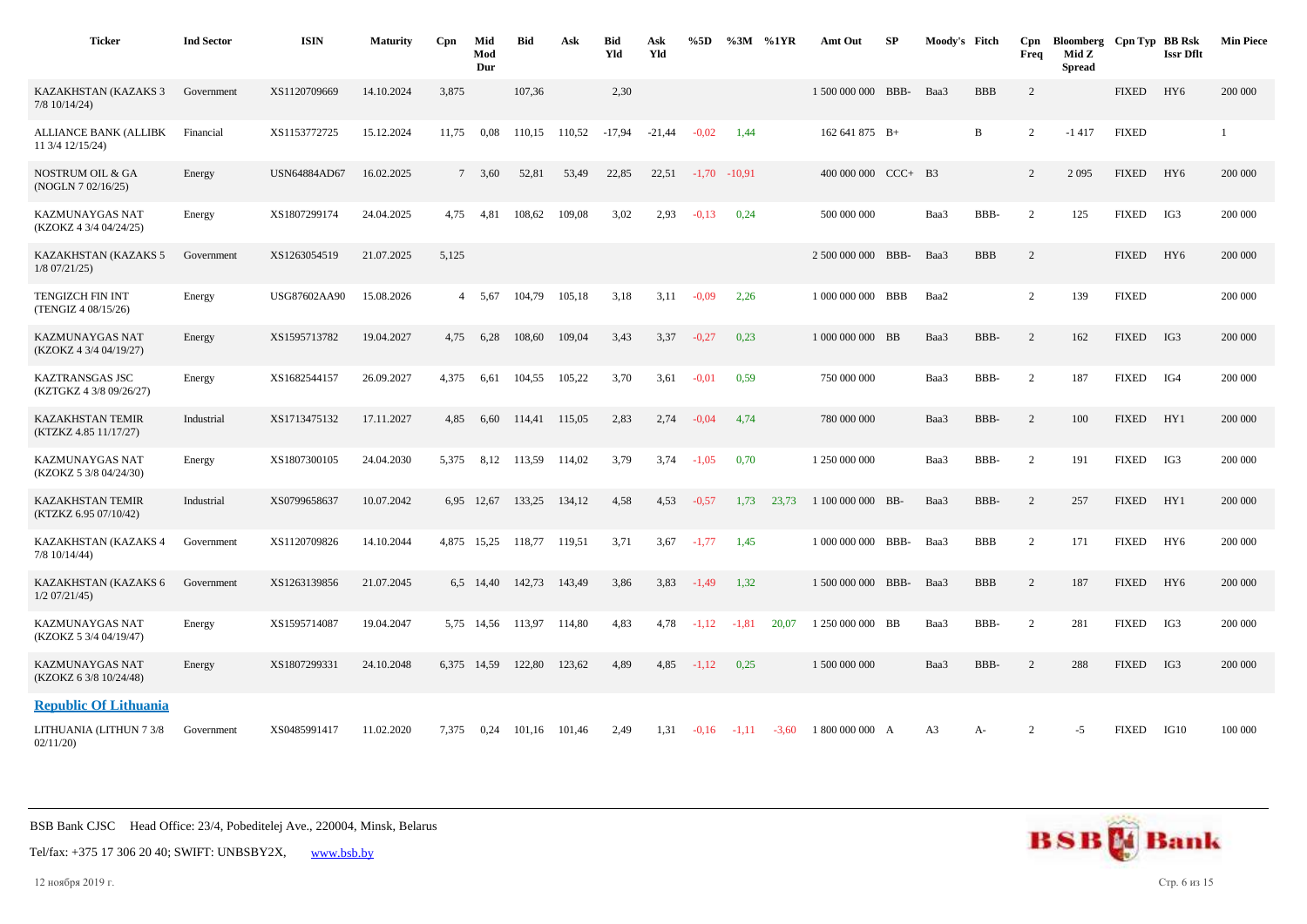| Ticker | Ind Sector | ISIN | Maturity | Cpn | Mid Mod Dur | Bid | Ask | Bid Yld | Ask Yld | %5D | %3M | %1YR | Amt Out | SP | Moody's | Fitch | Cpn Freq | Bloomberg Mid Z Spread | Cpn Typ | BB Rsk Issr Dflt | Min Piece |
|---|---|---|---|---|---|---|---|---|---|---|---|---|---|---|---|---|---|---|---|---|---|
| KAZAKHSTAN (KAZAKS 3 7/8 10/14/24) | Government | XS1120709669 | 14.10.2024 | 3,875 | | 107,36 | | 2,30 | | | | | 1 500 000 000 | BBB- | Baa3 | BBB | 2 | | FIXED | HY6 | 200 000 |
| ALLIANCE BANK (ALLIBK 11 3/4 12/15/24) | Financial | XS1153772725 | 15.12.2024 | 11,75 | 0,08 | 110,15 | 110,52 | -17,94 | -21,44 | -0,02 | 1,44 | | 162 641 875 | B+ | | B | 2 | -1 417 | FIXED | | 1 |
| NOSTRUM OIL & GA (NOGLN 7 02/16/25) | Energy | USN64884AD67 | 16.02.2025 | 7 | 3,60 | 52,81 | 53,49 | 22,85 | 22,51 | -1,70 | -10,91 | | 400 000 000 | CCC+ | B3 | | 2 | 2 095 | FIXED | HY6 | 200 000 |
| KAZMUNAYGAS NAT (KZOKZ 4 3/4 04/24/25) | Energy | XS1807299174 | 24.04.2025 | 4,75 | 4,81 | 108,62 | 109,08 | 3,02 | 2,93 | -0,13 | 0,24 | | 500 000 000 | | Baa3 | BBB- | 2 | 125 | FIXED | IG3 | 200 000 |
| KAZAKHSTAN (KAZAKS 5 1/8 07/21/25) | Government | XS1263054519 | 21.07.2025 | 5,125 | | | | | | | | | 2 500 000 000 | BBB- | Baa3 | BBB | 2 | | FIXED | HY6 | 200 000 |
| TENGIZCH FIN INT (TENGIZ 4 08/15/26) | Energy | USG87602AA90 | 15.08.2026 | 4 | 5,67 | 104,79 | 105,18 | 3,18 | 3,11 | -0,09 | 2,26 | | 1 000 000 000 | BBB | Baa2 | | 2 | 139 | FIXED | | 200 000 |
| KAZMUNAYGAS NAT (KZOKZ 4 3/4 04/19/27) | Energy | XS1595713782 | 19.04.2027 | 4,75 | 6,28 | 108,60 | 109,04 | 3,43 | 3,37 | -0,27 | 0,23 | | 1 000 000 000 | BB | Baa3 | BBB- | 2 | 162 | FIXED | IG3 | 200 000 |
| KAZTRANSGAS JSC (KZTGKZ 4 3/8 09/26/27) | Energy | XS1682544157 | 26.09.2027 | 4,375 | 6,61 | 104,55 | 105,22 | 3,70 | 3,61 | -0,01 | 0,59 | | 750 000 000 | | Baa3 | BBB- | 2 | 187 | FIXED | IG4 | 200 000 |
| KAZAKHSTAN TEMIR (KTZKZ 4.85 11/17/27) | Industrial | XS1713475132 | 17.11.2027 | 4,85 | 6,60 | 114,41 | 115,05 | 2,83 | 2,74 | -0,04 | 4,74 | | 780 000 000 | | Baa3 | BBB- | 2 | 100 | FIXED | HY1 | 200 000 |
| KAZMUNAYGAS NAT (KZOKZ 5 3/8 04/24/30) | Energy | XS1807300105 | 24.04.2030 | 5,375 | 8,12 | 113,59 | 114,02 | 3,79 | 3,74 | -1,05 | 0,70 | | 1 250 000 000 | | Baa3 | BBB- | 2 | 191 | FIXED | IG3 | 200 000 |
| KAZAKHSTAN TEMIR (KTZKZ 6.95 07/10/42) | Industrial | XS0799658637 | 10.07.2042 | 6,95 | 12,67 | 133,25 | 134,12 | 4,58 | 4,53 | -0,57 | 1,73 | 23,73 | 1 100 000 000 | BB- | Baa3 | BBB- | 2 | 257 | FIXED | HY1 | 200 000 |
| KAZAKHSTAN (KAZAKS 4 7/8 10/14/44) | Government | XS1120709826 | 14.10.2044 | 4,875 | 15,25 | 118,77 | 119,51 | 3,71 | 3,67 | -1,77 | 1,45 | | 1 000 000 000 | BBB- | Baa3 | BBB | 2 | 171 | FIXED | HY6 | 200 000 |
| KAZAKHSTAN (KAZAKS 6 1/2 07/21/45) | Government | XS1263139856 | 21.07.2045 | 6,5 | 14,40 | 142,73 | 143,49 | 3,86 | 3,83 | -1,49 | 1,32 | | 1 500 000 000 | BBB- | Baa3 | BBB | 2 | 187 | FIXED | HY6 | 200 000 |
| KAZMUNAYGAS NAT (KZOKZ 5 3/4 04/19/47) | Energy | XS1595714087 | 19.04.2047 | 5,75 | 14,56 | 113,97 | 114,80 | 4,83 | 4,78 | -1,12 | -1,81 | 20,07 | 1 250 000 000 | BB | Baa3 | BBB- | 2 | 281 | FIXED | IG3 | 200 000 |
| KAZMUNAYGAS NAT (KZOKZ 6 3/8 10/24/48) | Energy | XS1807299331 | 24.10.2048 | 6,375 | 14,59 | 122,80 | 123,62 | 4,89 | 4,85 | -1,12 | 0,25 | | 1 500 000 000 | | Baa3 | BBB- | 2 | 288 | FIXED | IG3 | 200 000 |
| **Republic Of Lithuania** | | | | | | | | | | | | | | | | | | | | | |
| LITHUANIA (LITHUN 7 3/8 02/11/20) | Government | XS0485991417 | 11.02.2020 | 7,375 | 0,24 | 101,16 | 101,46 | 2,49 | 1,31 | -0,16 | -1,11 | -3,60 | 1 800 000 000 | A | A3 | A- | 2 | -5 | FIXED | IG10 | 100 000 |

BSB Bank CJSC Head Office: 23/4, Pobeditelej Ave., 220004, Minsk, Belarus

Tel/fax: +375 17 306 20 40; SWIFT: UNBSBY2X, www.bsb.by

12 ноября 2019 г.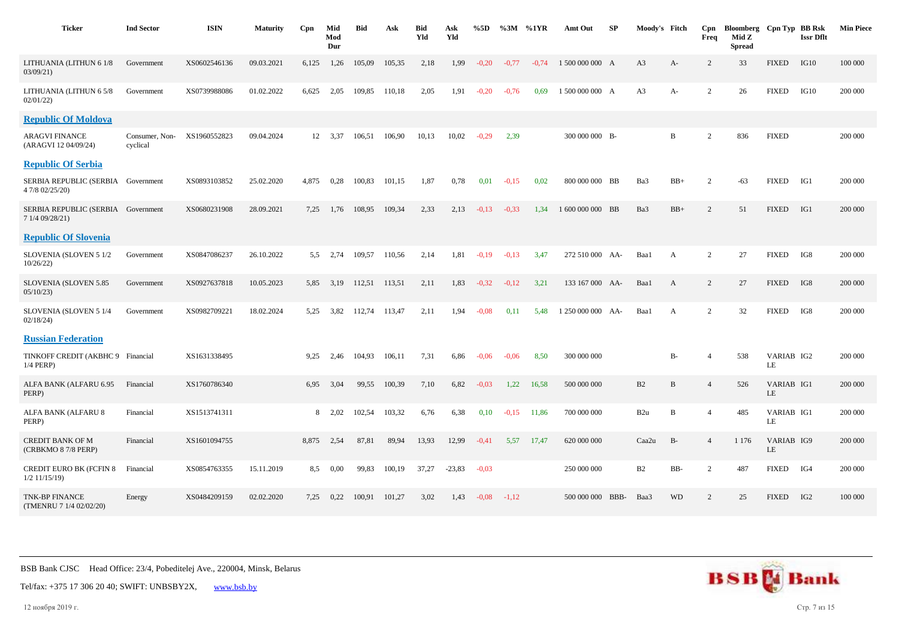| Ticker | Ind Sector | ISIN | Maturity | Cpn | Mid Mod Dur | Bid | Ask | Bid Yld | Ask Yld | %5D | %3M | %1YR | Amt Out | SP | Moody's | Fitch | Cpn Freq | Bloomberg Mid Z Spread | Cpn Typ | BB Rsk Issr Dflt | Min Piece |
|---|---|---|---|---|---|---|---|---|---|---|---|---|---|---|---|---|---|---|---|---|---|
| LITHUANIA (LITHUN 6 1/8 03/09/21) | Government | XS0602546136 | 09.03.2021 | 6,125 | 1,26 | 105,09 | 105,35 | 2,18 | 1,99 | -0,20 | -0,77 | -0,74 | 1 500 000 000 | A | A3 | A- | 2 | 33 | FIXED | IG10 | 100 000 |
| LITHUANIA (LITHUN 6 5/8 02/01/22) | Government | XS0739988086 | 01.02.2022 | 6,625 | 2,05 | 109,85 | 110,18 | 2,05 | 1,91 | -0,20 | -0,76 | 0,69 | 1 500 000 000 | A | A3 | A- | 2 | 26 | FIXED | IG10 | 200 000 |
| **Republic Of Moldova** | | | | | | | | | | | | | | | | | | | | | |
| ARAGVI FINANCE (ARAGVI 12 04/09/24) | Consumer, Non-cyclical | XS1960552823 | 09.04.2024 | 12 | 3,37 | 106,51 | 106,90 | 10,13 | 10,02 | -0,29 | 2,39 | | 300 000 000 | B- | | B | 2 | 836 | FIXED | | 200 000 |
| **Republic Of Serbia** | | | | | | | | | | | | | | | | | | | | | |
| SERBIA REPUBLIC (SERBIA 4 7/8 02/25/20) | Government | XS0893103852 | 25.02.2020 | 4,875 | 0,28 | 100,83 | 101,15 | 1,87 | 0,78 | 0,01 | -0,15 | 0,02 | 800 000 000 | BB | Ba3 | BB+ | 2 | -63 | FIXED | IG1 | 200 000 |
| SERBIA REPUBLIC (SERBIA 7 1/4 09/28/21) | Government | XS0680231908 | 28.09.2021 | 7,25 | 1,76 | 108,95 | 109,34 | 2,33 | 2,13 | -0,13 | -0,33 | 1,34 | 1 600 000 000 | BB | Ba3 | BB+ | 2 | 51 | FIXED | IG1 | 200 000 |
| **Republic Of Slovenia** | | | | | | | | | | | | | | | | | | | | | |
| SLOVENIA (SLOVEN 5 1/2 10/26/22) | Government | XS0847086237 | 26.10.2022 | 5,5 | 2,74 | 109,57 | 110,56 | 2,14 | 1,81 | -0,19 | -0,13 | 3,47 | 272 510 000 | AA- | Baa1 | A | 2 | 27 | FIXED | IG8 | 200 000 |
| SLOVENIA (SLOVEN 5.85 05/10/23) | Government | XS0927637818 | 10.05.2023 | 5,85 | 3,19 | 112,51 | 113,51 | 2,11 | 1,83 | -0,32 | -0,12 | 3,21 | 133 167 000 | AA- | Baa1 | A | 2 | 27 | FIXED | IG8 | 200 000 |
| SLOVENIA (SLOVEN 5 1/4 02/18/24) | Government | XS0982709221 | 18.02.2024 | 5,25 | 3,82 | 112,74 | 113,47 | 2,11 | 1,94 | -0,08 | 0,11 | 5,48 | 1 250 000 000 | AA- | Baa1 | A | 2 | 32 | FIXED | IG8 | 200 000 |
| **Russian Federation** | | | | | | | | | | | | | | | | | | | | | |
| TINKOFF CREDIT (AKBHC 9 1/4 PERP) | Financial | XS1631338495 | | 9,25 | 2,46 | 104,93 | 106,11 | 7,31 | 6,86 | -0,06 | -0,06 | 8,50 | 300 000 000 | | | B- | 4 | 538 | VARIABLE | IG2 | 200 000 |
| ALFA BANK (ALFARU 6.95 PERP) | Financial | XS1760786340 | | 6,95 | 3,04 | 99,55 | 100,39 | 7,10 | 6,82 | -0,03 | 1,22 | 16,58 | 500 000 000 | | B2 | B | 4 | 526 | VARIABLE | IG1 | 200 000 |
| ALFA BANK (ALFARU 8 PERP) | Financial | XS1513741311 | | 8 | 2,02 | 102,54 | 103,32 | 6,76 | 6,38 | 0,10 | -0,15 | 11,86 | 700 000 000 | | B2u | B | 4 | 485 | VARIABLE | IG1 | 200 000 |
| CREDIT BANK OF M (CRBKMO 8 7/8 PERP) | Financial | XS1601094755 | | 8,875 | 2,54 | 87,81 | 89,94 | 13,93 | 12,99 | -0,41 | 5,57 | 17,47 | 620 000 000 | | Caa2u | B- | 4 | 1 176 | VARIABLE | IG9 | 200 000 |
| CREDIT EURO BK (FCFIN 8 1/2 11/15/19) | Financial | XS0854763355 | 15.11.2019 | 8,5 | 0,00 | 99,83 | 100,19 | 37,27 | -23,83 | -0,03 | | | 250 000 000 | | B2 | BB- | 2 | 487 | FIXED | IG4 | 200 000 |
| TNK-BP FINANCE (TMENRU 7 1/4 02/02/20) | Energy | XS0484209159 | 02.02.2020 | 7,25 | 0,22 | 100,91 | 101,27 | 3,02 | 1,43 | -0,08 | -1,12 | | 500 000 000 | BBB- | Baa3 | WD | 2 | 25 | FIXED | IG2 | 100 000 |

BSB Bank CJSC   Head Office: 23/4, Pobeditelej Ave., 220004, Minsk, Belarus

Tel/fax: +375 17 306 20 40; SWIFT: UNBSBY2X,   www.bsb.by

12 ноября 2019 г.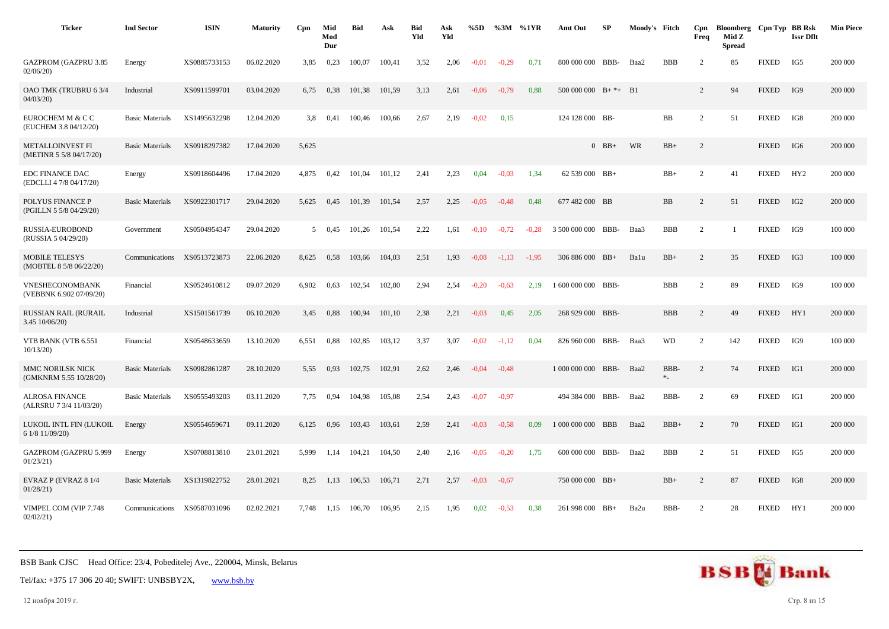| Ticker | Ind Sector | ISIN | Maturity | Cpn | Mid Mod Dur | Bid | Ask | Bid Yld | Ask Yld | %5D | %3M | %1YR | Amt Out | SP | Moody's | Fitch | Cpn Freq | Bloomberg Mid Z Spread | Cpn Typ | BB Rsk Issr Dflt | Min Piece |
|---|---|---|---|---|---|---|---|---|---|---|---|---|---|---|---|---|---|---|---|---|---|
| GAZPROM (GAZPRU 3.85 02/06/20) | Energy | XS0885733153 | 06.02.2020 | 3,85 | 0,23 | 100,07 | 100,41 | 3,52 | 2,06 | -0,01 | -0,29 | 0,71 | 800 000 000 | BBB- | Baa2 | BBB | 2 | 85 | FIXED | IG5 | 200 000 |
| OAO TMK (TRUBRU 6 3/4 04/03/20) | Industrial | XS0911599701 | 03.04.2020 | 6,75 | 0,38 | 101,38 | 101,59 | 3,13 | 2,61 | -0,06 | -0,79 | 0,88 | 500 000 000 | B+ *+ | B1 | | 2 | 94 | FIXED | IG9 | 200 000 |
| EUROCHEM M & C C (EUCHEM 3.8 04/12/20) | Basic Materials | XS1495632298 | 12.04.2020 | 3,8 | 0,41 | 100,46 | 100,66 | 2,67 | 2,19 | -0,02 | 0,15 | | 124 128 000 | BB- | | BB | 2 | 51 | FIXED | IG8 | 200 000 |
| METALLOINVEST FI (METINR 5 5/8 04/17/20) | Basic Materials | XS0918297382 | 17.04.2020 | 5,625 | | | | | | | | | 0 | BB+ | WR | BB+ | 2 | | FIXED | IG6 | 200 000 |
| EDC FINANCE DAC (EDCLLI 4 7/8 04/17/20) | Energy | XS0918604496 | 17.04.2020 | 4,875 | 0,42 | 101,04 | 101,12 | 2,41 | 2,23 | 0,04 | -0,03 | 1,34 | 62 539 000 | BB+ | | BB+ | 2 | 41 | FIXED | HY2 | 200 000 |
| POLYUS FINANCE P (PGILLN 5 5/8 04/29/20) | Basic Materials | XS0922301717 | 29.04.2020 | 5,625 | 0,45 | 101,39 | 101,54 | 2,57 | 2,25 | -0,05 | -0,48 | 0,48 | 677 482 000 | BB | | BB | 2 | 51 | FIXED | IG2 | 200 000 |
| RUSSIA-EUROBOND (RUSSIA 5 04/29/20) | Government | XS0504954347 | 29.04.2020 | 5 | 0,45 | 101,26 | 101,54 | 2,22 | 1,61 | -0,10 | -0,72 | -0,28 | 3 500 000 000 | BBB- | Baa3 | BBB | 2 | 1 | FIXED | IG9 | 100 000 |
| MOBILE TELESYS (MOBTEL 8 5/8 06/22/20) | Communications | XS0513723873 | 22.06.2020 | 8,625 | 0,58 | 103,66 | 104,03 | 2,51 | 1,93 | -0,08 | -1,13 | -1,95 | 306 886 000 | BB+ | Ba1u | BB+ | 2 | 35 | FIXED | IG3 | 100 000 |
| VNESHECONOMBANK (VEBBNK 6.902 07/09/20) | Financial | XS0524610812 | 09.07.2020 | 6,902 | 0,63 | 102,54 | 102,80 | 2,94 | 2,54 | -0,20 | -0,63 | 2,19 | 1 600 000 000 | BBB- | | BBB | 2 | 89 | FIXED | IG9 | 100 000 |
| RUSSIAN RAIL (RURAIL 3.45 10/06/20) | Industrial | XS1501561739 | 06.10.2020 | 3,45 | 0,88 | 100,94 | 101,10 | 2,38 | 2,21 | -0,03 | 0,45 | 2,05 | 268 929 000 | BBB- | | BBB | 2 | 49 | FIXED | HY1 | 200 000 |
| VTB BANK (VTB 6.551 10/13/20) | Financial | XS0548633659 | 13.10.2020 | 6,551 | 0,88 | 102,85 | 103,12 | 3,37 | 3,07 | -0,02 | -1,12 | 0,04 | 826 960 000 | BBB- | Baa3 | WD | 2 | 142 | FIXED | IG9 | 100 000 |
| MMC NORILSK NICK (GMKNRM 5.55 10/28/20) | Basic Materials | XS0982861287 | 28.10.2020 | 5,55 | 0,93 | 102,75 | 102,91 | 2,62 | 2,46 | -0,04 | -0,48 | | 1 000 000 000 | BBB- | Baa2 | BBB- *- | 2 | 74 | FIXED | IG1 | 200 000 |
| ALROSA FINANCE (ALRSRU 7 3/4 11/03/20) | Basic Materials | XS0555493203 | 03.11.2020 | 7,75 | 0,94 | 104,98 | 105,08 | 2,54 | 2,43 | -0,07 | -0,97 | | 494 384 000 | BBB- | Baa2 | BBB- | 2 | 69 | FIXED | IG1 | 200 000 |
| LUKOIL INTL FIN (LUKOIL 6 1/8 11/09/20) | Energy | XS0554659671 | 09.11.2020 | 6,125 | 0,96 | 103,43 | 103,61 | 2,59 | 2,41 | -0,03 | -0,58 | 0,09 | 1 000 000 000 | BBB | Baa2 | BBB+ | 2 | 70 | FIXED | IG1 | 200 000 |
| GAZPROM (GAZPRU 5.999 01/23/21) | Energy | XS0708813810 | 23.01.2021 | 5,999 | 1,14 | 104,21 | 104,50 | 2,40 | 2,16 | -0,05 | -0,20 | 1,75 | 600 000 000 | BBB- | Baa2 | BBB | 2 | 51 | FIXED | IG5 | 200 000 |
| EVRAZ P (EVRAZ 8 1/4 01/28/21) | Basic Materials | XS1319822752 | 28.01.2021 | 8,25 | 1,13 | 106,53 | 106,71 | 2,71 | 2,57 | -0,03 | -0,67 | | 750 000 000 | BB+ | | BB+ | 2 | 87 | FIXED | IG8 | 200 000 |
| VIMPEL COM (VIP 7.748 02/02/21) | Communications | XS0587031096 | 02.02.2021 | 7,748 | 1,15 | 106,70 | 106,95 | 2,15 | 1,95 | 0,02 | -0,53 | 0,38 | 261 998 000 | BB+ | Ba2u | BBB- | 2 | 28 | FIXED | HY1 | 200 000 |

BSB Bank CJSC Head Office: 23/4, Pobeditelej Ave., 220004, Minsk, Belarus

Tel/fax: +375 17 306 20 40; SWIFT: UNBSBY2X, www.bsb.by

12 ноября 2019 г.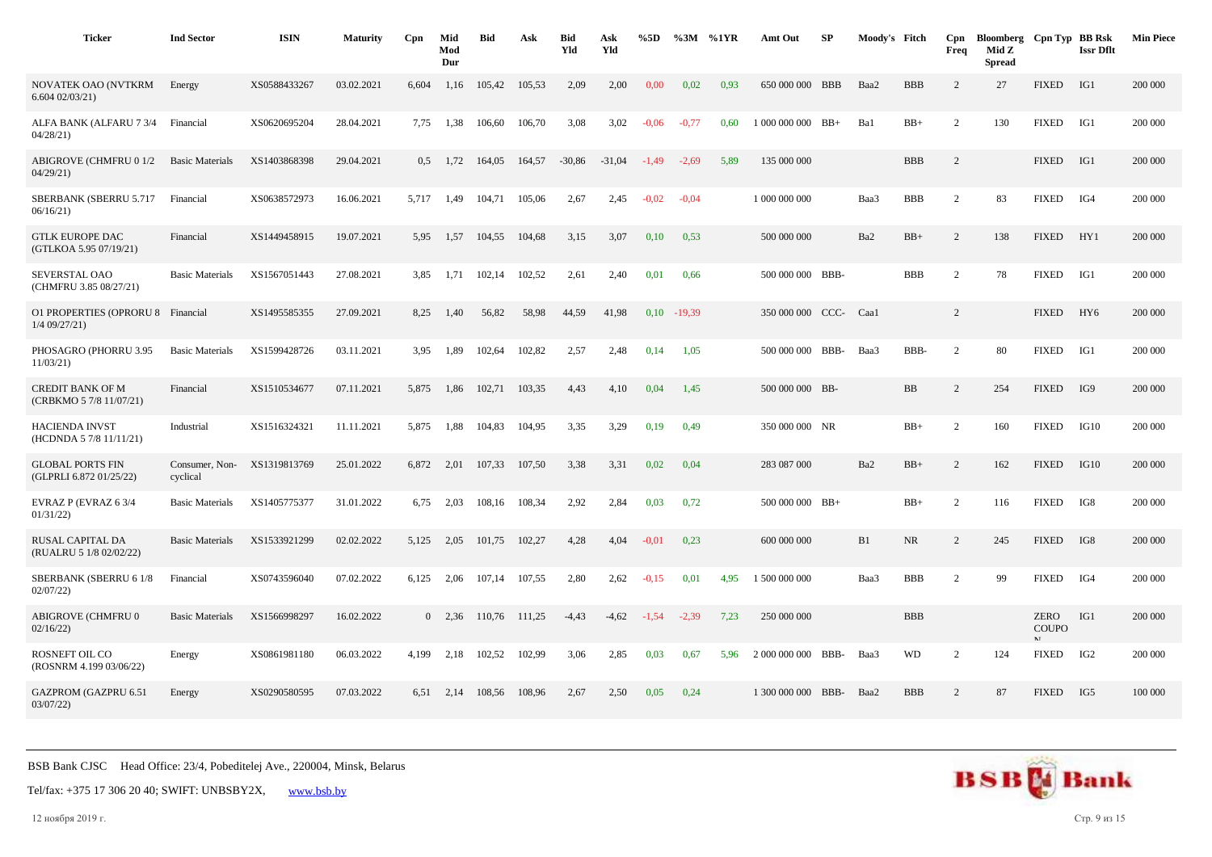| Ticker | Ind Sector | ISIN | Maturity | Cpn | Mid Mod Dur | Bid | Ask | Bid Yld | Ask Yld | %5D | %3M | %1YR | Amt Out | SP | Moody's | Fitch | Cpn Freq | Bloomberg Mid Z Spread | Cpn Typ | BB Rsk Issr Dflt | Min Piece |
|---|---|---|---|---|---|---|---|---|---|---|---|---|---|---|---|---|---|---|---|---|---|
| NOVATEK OAO (NVTKRM 6.604 02/03/21) | Energy | XS0588433267 | 03.02.2021 | 6,604 | 1,16 | 105,42 | 105,53 | 2,09 | 2,00 | 0,00 | 0,02 | 0,93 | 650 000 000 | BBB | Baa2 | BBB | 2 | 27 | FIXED | IG1 | 200 000 |
| ALFA BANK (ALFARU 7 3/4 04/28/21) | Financial | XS0620695204 | 28.04.2021 | 7,75 | 1,38 | 106,60 | 106,70 | 3,08 | 3,02 | -0,06 | -0,77 | 0,60 | 1 000 000 000 | BB+ | Ba1 | BB+ | 2 | 130 | FIXED | IG1 | 200 000 |
| ABIGROVE (CHMFRU 0 1/2 04/29/21) | Basic Materials | XS1403868398 | 29.04.2021 | 0,5 | 1,72 | 164,05 | 164,57 | -30,86 | -31,04 | -1,49 | -2,69 | 5,89 | 135 000 000 | | | BBB | 2 | | FIXED | IG1 | 200 000 |
| SBERBANK (SBERRU 5.717 06/16/21) | Financial | XS0638572973 | 16.06.2021 | 5,717 | 1,49 | 104,71 | 105,06 | 2,67 | 2,45 | -0,02 | -0,04 | | 1 000 000 000 | | Baa3 | BBB | 2 | 83 | FIXED | IG4 | 200 000 |
| GTLK EUROPE DAC (GTLKOA 5.95 07/19/21) | Financial | XS1449458915 | 19.07.2021 | 5,95 | 1,57 | 104,55 | 104,68 | 3,15 | 3,07 | 0,10 | 0,53 | | 500 000 000 | | Ba2 | BB+ | 2 | 138 | FIXED | HY1 | 200 000 |
| SEVERSTAL OAO (CHMFRU 3.85 08/27/21) | Basic Materials | XS1567051443 | 27.08.2021 | 3,85 | 1,71 | 102,14 | 102,52 | 2,61 | 2,40 | 0,01 | 0,66 | | 500 000 000 | BBB- | | BBB | 2 | 78 | FIXED | IG1 | 200 000 |
| O1 PROPERTIES (OPRORU 8 1/4 09/27/21) | Financial | XS1495585355 | 27.09.2021 | 8,25 | 1,40 | 56,82 | 58,98 | 44,59 | 41,98 | 0,10 | -19,39 | | 350 000 000 | CCC- | Caa1 | | 2 | | FIXED | HY6 | 200 000 |
| PHOSAGRO (PHORRU 3.95 11/03/21) | Basic Materials | XS1599428726 | 03.11.2021 | 3,95 | 1,89 | 102,64 | 102,82 | 2,57 | 2,48 | 0,14 | 1,05 | | 500 000 000 | BBB- | Baa3 | BBB- | 2 | 80 | FIXED | IG1 | 200 000 |
| CREDIT BANK OF M (CRBKMO 5 7/8 11/07/21) | Financial | XS1510534677 | 07.11.2021 | 5,875 | 1,86 | 102,71 | 103,35 | 4,43 | 4,10 | 0,04 | 1,45 | | 500 000 000 | BB- | | BB | 2 | 254 | FIXED | IG9 | 200 000 |
| HACIENDA INVST (HCDNDA 5 7/8 11/11/21) | Industrial | XS1516324321 | 11.11.2021 | 5,875 | 1,88 | 104,83 | 104,95 | 3,35 | 3,29 | 0,19 | 0,49 | | 350 000 000 | NR | | BB+ | 2 | 160 | FIXED | IG10 | 200 000 |
| GLOBAL PORTS FIN (GLPRLI 6.872 01/25/22) | Consumer, Non-cyclical | XS1319813769 | 25.01.2022 | 6,872 | 2,01 | 107,33 | 107,50 | 3,38 | 3,31 | 0,02 | 0,04 | | 283 087 000 | | Ba2 | BB+ | 2 | 162 | FIXED | IG10 | 200 000 |
| EVRAZ P (EVRAZ 6 3/4 01/31/22) | Basic Materials | XS1405775377 | 31.01.2022 | 6,75 | 2,03 | 108,16 | 108,34 | 2,92 | 2,84 | 0,03 | 0,72 | | 500 000 000 | BB+ | | BB+ | 2 | 116 | FIXED | IG8 | 200 000 |
| RUSAL CAPITAL DA (RUALRU 5 1/8 02/02/22) | Basic Materials | XS1533921299 | 02.02.2022 | 5,125 | 2,05 | 101,75 | 102,27 | 4,28 | 4,04 | -0,01 | 0,23 | | 600 000 000 | | B1 | NR | 2 | 245 | FIXED | IG8 | 200 000 |
| SBERBANK (SBERRU 6 1/8 02/07/22) | Financial | XS0743596040 | 07.02.2022 | 6,125 | 2,06 | 107,14 | 107,55 | 2,80 | 2,62 | -0,15 | 0,01 | 4,95 | 1 500 000 000 | | Baa3 | BBB | 2 | 99 | FIXED | IG4 | 200 000 |
| ABIGROVE (CHMFRU 0 02/16/22) | Basic Materials | XS1566998297 | 16.02.2022 | 0 | 2,36 | 110,76 | 111,25 | -4,43 | -4,62 | -1,54 | -2,39 | 7,23 | 250 000 000 | | | BBB | | | ZERO COUPON | IG1 | 200 000 |
| ROSNEFT OIL CO (ROSNRM 4.199 03/06/22) | Energy | XS0861981180 | 06.03.2022 | 4,199 | 2,18 | 102,52 | 102,99 | 3,06 | 2,85 | 0,03 | 0,67 | 5,96 | 2 000 000 000 | BBB- | Baa3 | WD | 2 | 124 | FIXED | IG2 | 200 000 |
| GAZPROM (GAZPRU 6.51 03/07/22) | Energy | XS0290580595 | 07.03.2022 | 6,51 | 2,14 | 108,56 | 108,96 | 2,67 | 2,50 | 0,05 | 0,24 | | 1 300 000 000 | BBB- | Baa2 | BBB | 2 | 87 | FIXED | IG5 | 100 000 |

BSB Bank CJSC Head Office: 23/4, Pobeditelej Ave., 220004, Minsk, Belarus

Tel/fax: +375 17 306 20 40; SWIFT: UNBSBY2X, www.bsb.by

12 ноября 2019 г.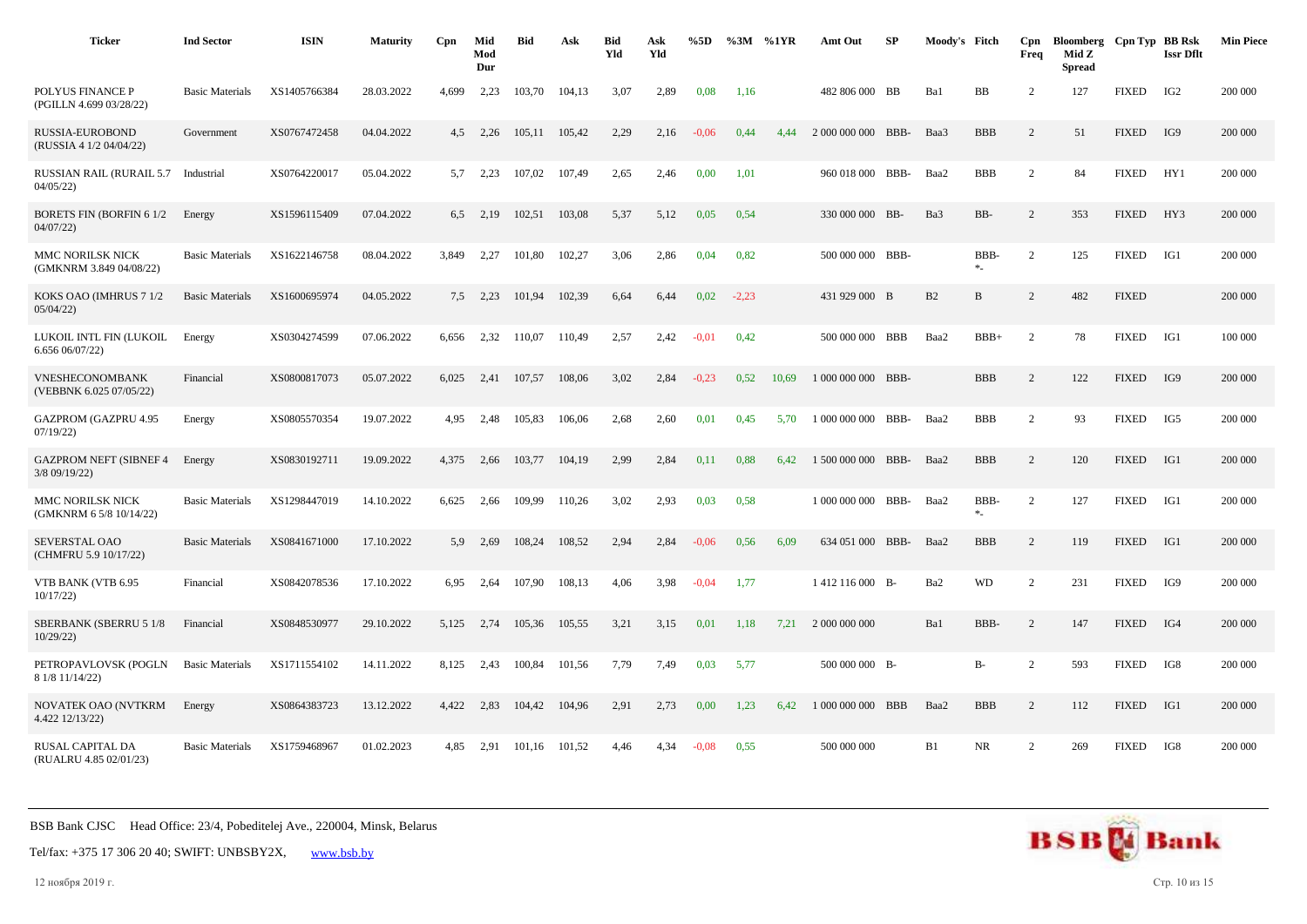| Ticker | Ind Sector | ISIN | Maturity | Cpn | Mid Mod Dur | Bid | Ask | Bid Yld | Ask Yld | %5D | %3M | %1YR | Amt Out | SP | Moody's | Fitch | Cpn Freq | Bloomberg Mid Z Spread | Cpn Typ | BB Rsk Issr Dflt | Min Piece |
|---|---|---|---|---|---|---|---|---|---|---|---|---|---|---|---|---|---|---|---|---|---|
| POLYUS FINANCE P (PGILLN 4.699 03/28/22) | Basic Materials | XS1405766384 | 28.03.2022 | 4,699 | 2,23 | 103,70 | 104,13 | 3,07 | 2,89 | 0,08 | 1,16 | | 482 806 000 | BB | Ba1 | BB | 2 | 127 | FIXED | IG2 | 200 000 |
| RUSSIA-EUROBOND (RUSSIA 4 1/2 04/04/22) | Government | XS0767472458 | 04.04.2022 | 4,5 | 2,26 | 105,11 | 105,42 | 2,29 | 2,16 | -0,06 | 0,44 | 4,44 | 2 000 000 000 | BBB- | Baa3 | BBB | 2 | 51 | FIXED | IG9 | 200 000 |
| RUSSIAN RAIL (RURAIL 5.7 04/05/22) | Industrial | XS0764220017 | 05.04.2022 | 5,7 | 2,23 | 107,02 | 107,49 | 2,65 | 2,46 | 0,00 | 1,01 | | 960 018 000 | BBB- | Baa2 | BBB | 2 | 84 | FIXED | HY1 | 200 000 |
| BORETS FIN (BORFIN 6 1/2 04/07/22) | Energy | XS1596115409 | 07.04.2022 | 6,5 | 2,19 | 102,51 | 103,08 | 5,37 | 5,12 | 0,05 | 0,54 | | 330 000 000 | BB- | Ba3 | BB- | 2 | 353 | FIXED | HY3 | 200 000 |
| MMC NORILSK NICK (GMKNRM 3.849 04/08/22) | Basic Materials | XS1622146758 | 08.04.2022 | 3,849 | 2,27 | 101,80 | 102,27 | 3,06 | 2,86 | 0,04 | 0,82 | | 500 000 000 | BBB- | | BBB- *- | 2 | 125 | FIXED | IG1 | 200 000 |
| KOKS OAO (IMHRUS 7 1/2 05/04/22) | Basic Materials | XS1600695974 | 04.05.2022 | 7,5 | 2,23 | 101,94 | 102,39 | 6,64 | 6,44 | 0,02 | -2,23 | | 431 929 000 | B | B2 | B | 2 | 482 | FIXED | | 200 000 |
| LUKOIL INTL FIN (LUKOIL 6.656 06/07/22) | Energy | XS0304274599 | 07.06.2022 | 6,656 | 2,32 | 110,07 | 110,49 | 2,57 | 2,42 | -0,01 | 0,42 | | 500 000 000 | BBB | Baa2 | BBB+ | 2 | 78 | FIXED | IG1 | 100 000 |
| VNESHECONOMBANK (VEBBNK 6.025 07/05/22) | Financial | XS0800817073 | 05.07.2022 | 6,025 | 2,41 | 107,57 | 108,06 | 3,02 | 2,84 | -0,23 | 0,52 | 10,69 | 1 000 000 000 | BBB- | | BBB | 2 | 122 | FIXED | IG9 | 200 000 |
| GAZPROM (GAZPRU 4.95 07/19/22) | Energy | XS0805570354 | 19.07.2022 | 4,95 | 2,48 | 105,83 | 106,06 | 2,68 | 2,60 | 0,01 | 0,45 | 5,70 | 1 000 000 000 | BBB- | Baa2 | BBB | 2 | 93 | FIXED | IG5 | 200 000 |
| GAZPROM NEFT (SIBNEF 4 3/8 09/19/22) | Energy | XS0830192711 | 19.09.2022 | 4,375 | 2,66 | 103,77 | 104,19 | 2,99 | 2,84 | 0,11 | 0,88 | 6,42 | 1 500 000 000 | BBB- | Baa2 | BBB | 2 | 120 | FIXED | IG1 | 200 000 |
| MMC NORILSK NICK (GMKNRM 6 5/8 10/14/22) | Basic Materials | XS1298447019 | 14.10.2022 | 6,625 | 2,66 | 109,99 | 110,26 | 3,02 | 2,93 | 0,03 | 0,58 | | 1 000 000 000 | BBB- | Baa2 | BBB- *- | 2 | 127 | FIXED | IG1 | 200 000 |
| SEVERSTAL OAO (CHMFRU 5.9 10/17/22) | Basic Materials | XS0841671000 | 17.10.2022 | 5,9 | 2,69 | 108,24 | 108,52 | 2,94 | 2,84 | -0,06 | 0,56 | 6,09 | 634 051 000 | BBB- | Baa2 | BBB | 2 | 119 | FIXED | IG1 | 200 000 |
| VTB BANK (VTB 6.95 10/17/22) | Financial | XS0842078536 | 17.10.2022 | 6,95 | 2,64 | 107,90 | 108,13 | 4,06 | 3,98 | -0,04 | 1,77 | | 1 412 116 000 | B- | Ba2 | WD | 2 | 231 | FIXED | IG9 | 200 000 |
| SBERBANK (SBERRU 5 1/8 10/29/22) | Financial | XS0848530977 | 29.10.2022 | 5,125 | 2,74 | 105,36 | 105,55 | 3,21 | 3,15 | 0,01 | 1,18 | 7,21 | 2 000 000 000 | | Ba1 | BBB- | 2 | 147 | FIXED | IG4 | 200 000 |
| PETROPAVLOVSK (POGLN 8 1/8 11/14/22) | Basic Materials | XS1711554102 | 14.11.2022 | 8,125 | 2,43 | 100,84 | 101,56 | 7,79 | 7,49 | 0,03 | 5,77 | | 500 000 000 | B- | | B- | 2 | 593 | FIXED | IG8 | 200 000 |
| NOVATEK OAO (NVTKRM 4.422 12/13/22) | Energy | XS0864383723 | 13.12.2022 | 4,422 | 2,83 | 104,42 | 104,96 | 2,91 | 2,73 | 0,00 | 1,23 | 6,42 | 1 000 000 000 | BBB | Baa2 | BBB | 2 | 112 | FIXED | IG1 | 200 000 |
| RUSAL CAPITAL DA (RUALRU 4.85 02/01/23) | Basic Materials | XS1759468967 | 01.02.2023 | 4,85 | 2,91 | 101,16 | 101,52 | 4,46 | 4,34 | -0,08 | 0,55 | | 500 000 000 | | B1 | NR | 2 | 269 | FIXED | IG8 | 200 000 |

BSB Bank CJSC Head Office: 23/4, Pobeditelej Ave., 220004, Minsk, Belarus

Tel/fax: +375 17 306 20 40; SWIFT: UNBSBY2X, www.bsb.by

12 ноября 2019 г.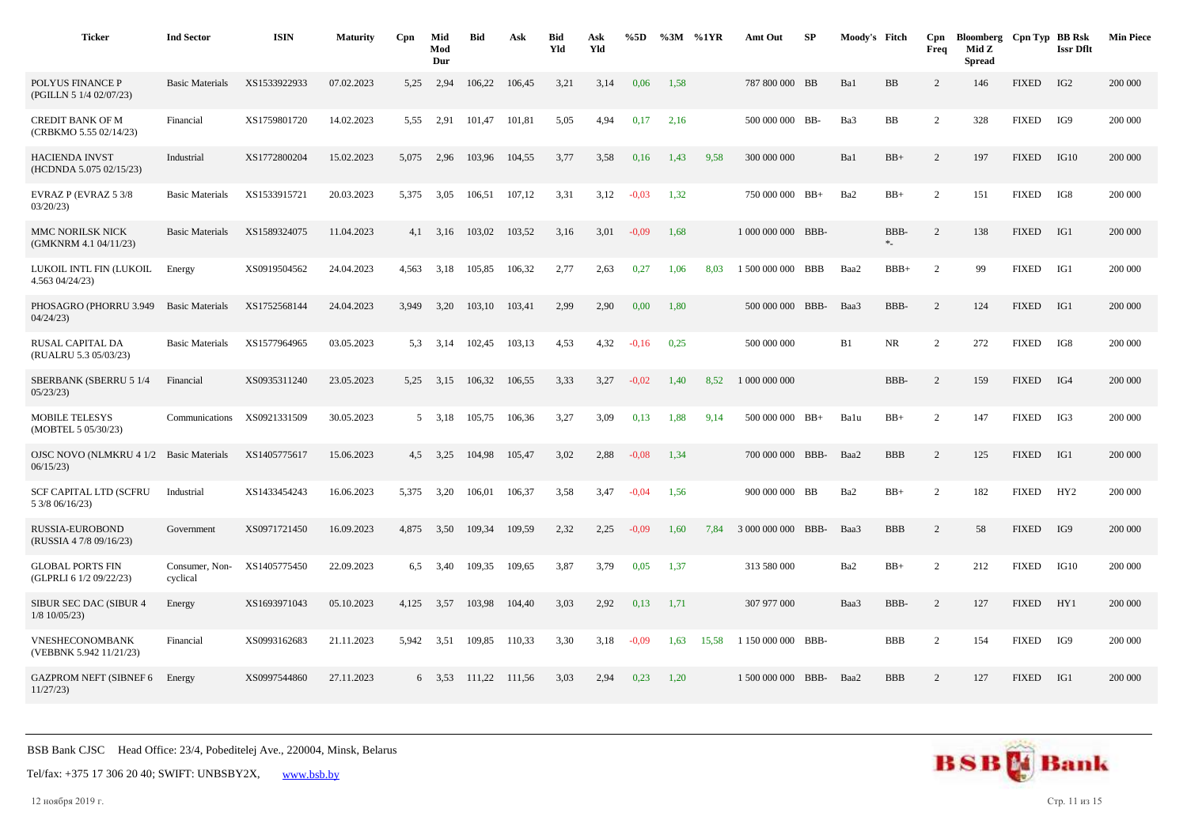| Ticker | Ind Sector | ISIN | Maturity | Cpn | Mid Mod Dur | Bid | Ask | Bid Yld | Ask Yld | %5D | %3M | %1YR | Amt Out | SP | Moody's | Fitch | Cpn Freq | Bloomberg Mid Z Spread | Cpn Typ | BB Rsk Issr Dflt | Min Piece |
|---|---|---|---|---|---|---|---|---|---|---|---|---|---|---|---|---|---|---|---|---|---|
| POLYUS FINANCE P (PGILLN 5 1/4 02/07/23) | Basic Materials | XS1533922933 | 07.02.2023 | 5,25 | 2,94 | 106,22 | 106,45 | 3,21 | 3,14 | 0,06 | 1,58 | | 787 800 000 | BB | Ba1 | BB | 2 | 146 | FIXED | IG2 | 200 000 |
| CREDIT BANK OF M (CRBKMO 5.55 02/14/23) | Financial | XS1759801720 | 14.02.2023 | 5,55 | 2,91 | 101,47 | 101,81 | 5,05 | 4,94 | 0,17 | 2,16 | | 500 000 000 | BB- | Ba3 | BB | 2 | 328 | FIXED | IG9 | 200 000 |
| HACIENDA INVST (HCDNDA 5.075 02/15/23) | Industrial | XS1772800204 | 15.02.2023 | 5,075 | 2,96 | 103,96 | 104,55 | 3,77 | 3,58 | 0,16 | 1,43 | 9,58 | 300 000 000 | | Ba1 | BB+ | 2 | 197 | FIXED | IG10 | 200 000 |
| EVRAZ P (EVRAZ 5 3/8 03/20/23) | Basic Materials | XS1533915721 | 20.03.2023 | 5,375 | 3,05 | 106,51 | 107,12 | 3,31 | 3,12 | -0,03 | 1,32 | | 750 000 000 | BB+ | Ba2 | BB+ | 2 | 151 | FIXED | IG8 | 200 000 |
| MMC NORILSK NICK (GMKNRM 4.1 04/11/23) | Basic Materials | XS1589324075 | 11.04.2023 | 4,1 | 3,16 | 103,02 | 103,52 | 3,16 | 3,01 | -0,09 | 1,68 | | 1 000 000 000 | BBB- | | BBB- *- | 2 | 138 | FIXED | IG1 | 200 000 |
| LUKOIL INTL FIN (LUKOIL 4.563 04/24/23) | Energy | XS0919504562 | 24.04.2023 | 4,563 | 3,18 | 105,85 | 106,32 | 2,77 | 2,63 | 0,27 | 1,06 | 8,03 | 1 500 000 000 | BBB | Baa2 | BBB+ | 2 | 99 | FIXED | IG1 | 200 000 |
| PHOSAGRO (PHORRU 3.949 04/24/23) | Basic Materials | XS1752568144 | 24.04.2023 | 3,949 | 3,20 | 103,10 | 103,41 | 2,99 | 2,90 | 0,00 | 1,80 | | 500 000 000 | BBB- | Baa3 | BBB- | 2 | 124 | FIXED | IG1 | 200 000 |
| RUSAL CAPITAL DA (RUALRU 5.3 05/03/23) | Basic Materials | XS1577964965 | 03.05.2023 | 5,3 | 3,14 | 102,45 | 103,13 | 4,53 | 4,32 | -0,16 | 0,25 | | 500 000 000 | | B1 | NR | 2 | 272 | FIXED | IG8 | 200 000 |
| SBERBANK (SBERRU 5 1/4 05/23/23) | Financial | XS0935311240 | 23.05.2023 | 5,25 | 3,15 | 106,32 | 106,55 | 3,33 | 3,27 | -0,02 | 1,40 | 8,52 | 1 000 000 000 | | | BBB- | 2 | 159 | FIXED | IG4 | 200 000 |
| MOBILE TELESYS (MOBTEL 5 05/30/23) | Communications | XS0921331509 | 30.05.2023 | 5 | 3,18 | 105,75 | 106,36 | 3,27 | 3,09 | 0,13 | 1,88 | 9,14 | 500 000 000 | BB+ | Ba1u | BB+ | 2 | 147 | FIXED | IG3 | 200 000 |
| OJSC NOVO (NLMKRU 4 1/2 06/15/23) | Basic Materials | XS1405775617 | 15.06.2023 | 4,5 | 3,25 | 104,98 | 105,47 | 3,02 | 2,88 | -0,08 | 1,34 | | 700 000 000 | BBB- | Baa2 | BBB | 2 | 125 | FIXED | IG1 | 200 000 |
| SCF CAPITAL LTD (SCFRU 5 3/8 06/16/23) | Industrial | XS1433454243 | 16.06.2023 | 5,375 | 3,20 | 106,01 | 106,37 | 3,58 | 3,47 | -0,04 | 1,56 | | 900 000 000 | BB | Ba2 | BB+ | 2 | 182 | FIXED | HY2 | 200 000 |
| RUSSIA-EUROBOND (RUSSIA 4 7/8 09/16/23) | Government | XS0971721450 | 16.09.2023 | 4,875 | 3,50 | 109,34 | 109,59 | 2,32 | 2,25 | -0,09 | 1,60 | 7,84 | 3 000 000 000 | BBB- | Baa3 | BBB | 2 | 58 | FIXED | IG9 | 200 000 |
| GLOBAL PORTS FIN (GLPRLI 6 1/2 09/22/23) | Consumer, Non-cyclical | XS1405775450 | 22.09.2023 | 6,5 | 3,40 | 109,35 | 109,65 | 3,87 | 3,79 | 0,05 | 1,37 | | 313 580 000 | | Ba2 | BB+ | 2 | 212 | FIXED | IG10 | 200 000 |
| SIBUR SEC DAC (SIBUR 4 1/8 10/05/23) | Energy | XS1693971043 | 05.10.2023 | 4,125 | 3,57 | 103,98 | 104,40 | 3,03 | 2,92 | 0,13 | 1,71 | | 307 977 000 | | Baa3 | BBB- | 2 | 127 | FIXED | HY1 | 200 000 |
| VNESHECONOMBANK (VEBBNK 5.942 11/21/23) | Financial | XS0993162683 | 21.11.2023 | 5,942 | 3,51 | 109,85 | 110,33 | 3,30 | 3,18 | -0,09 | 1,63 | 15,58 | 1 150 000 000 | BBB- | | BBB | 2 | 154 | FIXED | IG9 | 200 000 |
| GAZPROM NEFT (SIBNEF 6 11/27/23) | Energy | XS0997544860 | 27.11.2023 | 6 | 3,53 | 111,22 | 111,56 | 3,03 | 2,94 | 0,23 | 1,20 | | 1 500 000 000 | BBB- | Baa2 | BBB | 2 | 127 | FIXED | IG1 | 200 000 |

BSB Bank CJSC Head Office: 23/4, Pobeditelej Ave., 220004, Minsk, Belarus

Tel/fax: +375 17 306 20 40; SWIFT: UNBSBY2X, www.bsb.by

12 ноября 2019 г.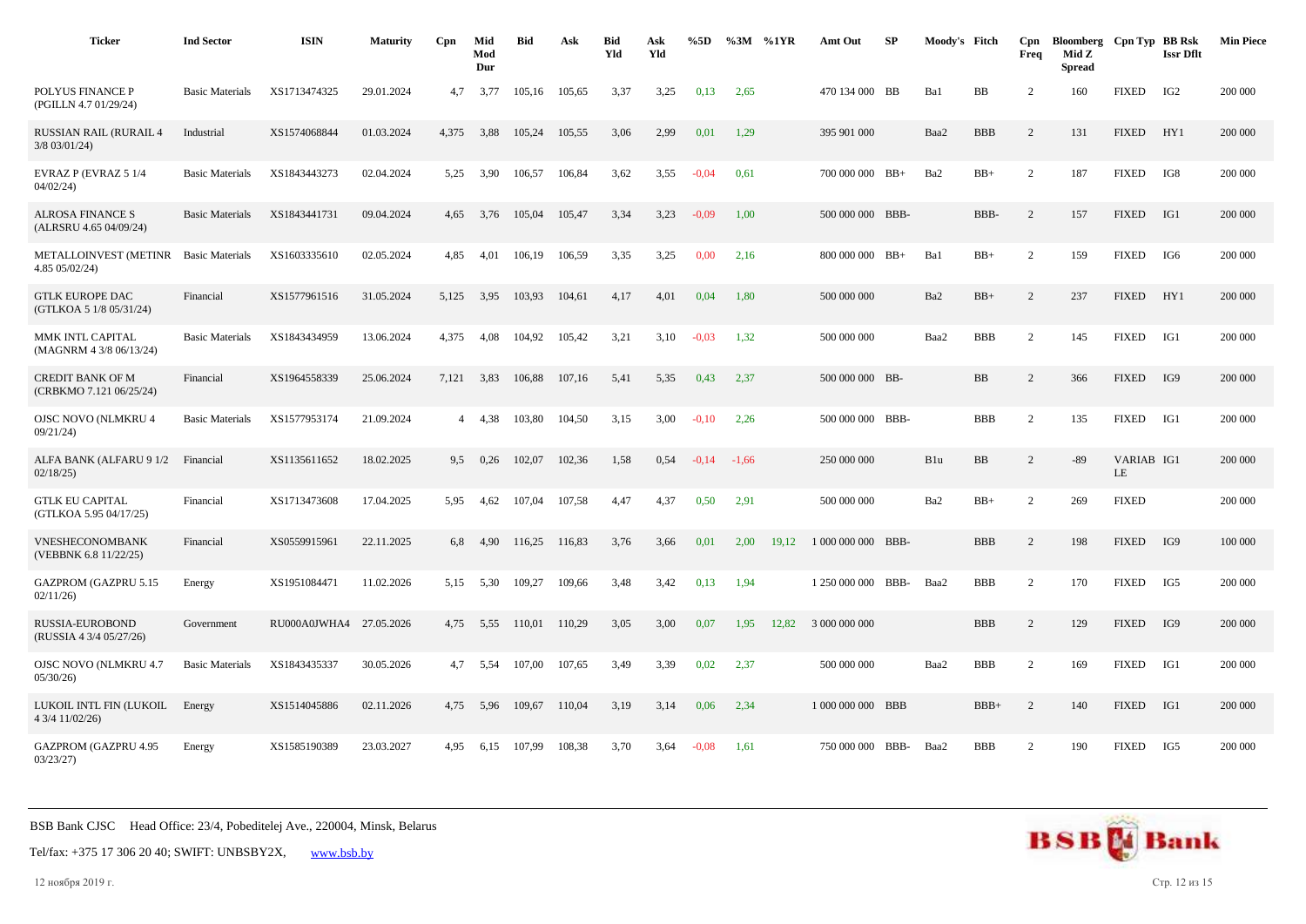| Ticker | Ind Sector | ISIN | Maturity | Cpn | Mid Mod Dur | Bid | Ask | Bid Yld | Ask Yld | %5D | %3M | %1YR | Amt Out | SP | Moody's | Fitch | Cpn Freq | Bloomberg Mid Z Spread | Cpn Typ | BB Rsk Issr Dflt | Min Piece |
|---|---|---|---|---|---|---|---|---|---|---|---|---|---|---|---|---|---|---|---|---|---|
| POLYUS FINANCE P (PGILLN 4.7 01/29/24) | Basic Materials | XS1713474325 | 29.01.2024 | 4,7 | 3,77 | 105,16 | 105,65 | 3,37 | 3,25 | 0,13 | 2,65 | | 470 134 000 | BB | Ba1 | BB | 2 | 160 | FIXED | IG2 | 200 000 |
| RUSSIAN RAIL (RURAIL 4 3/8 03/01/24) | Industrial | XS1574068844 | 01.03.2024 | 4,375 | 3,88 | 105,24 | 105,55 | 3,06 | 2,99 | 0,01 | 1,29 | | 395 901 000 | | Baa2 | BBB | 2 | 131 | FIXED | HY1 | 200 000 |
| EVRAZ P (EVRAZ 5 1/4 04/02/24) | Basic Materials | XS1843443273 | 02.04.2024 | 5,25 | 3,90 | 106,57 | 106,84 | 3,62 | 3,55 | -0,04 | 0,61 | | 700 000 000 | BB+ | Ba2 | BB+ | 2 | 187 | FIXED | IG8 | 200 000 |
| ALROSA FINANCE S (ALRSRU 4.65 04/09/24) | Basic Materials | XS1843441731 | 09.04.2024 | 4,65 | 3,76 | 105,04 | 105,47 | 3,34 | 3,23 | -0,09 | 1,00 | | 500 000 000 | BBB- | | BBB- | 2 | 157 | FIXED | IG1 | 200 000 |
| METALLOINVEST (METINR 4.85 05/02/24) | Basic Materials | XS1603335610 | 02.05.2024 | 4,85 | 4,01 | 106,19 | 106,59 | 3,35 | 3,25 | 0,00 | 2,16 | | 800 000 000 | BB+ | Ba1 | BB+ | 2 | 159 | FIXED | IG6 | 200 000 |
| GTLK EUROPE DAC (GTLKOA 5 1/8 05/31/24) | Financial | XS1577961516 | 31.05.2024 | 5,125 | 3,95 | 103,93 | 104,61 | 4,17 | 4,01 | 0,04 | 1,80 | | 500 000 000 | | Ba2 | BB+ | 2 | 237 | FIXED | HY1 | 200 000 |
| MMK INTL CAPITAL (MAGNRM 4 3/8 06/13/24) | Basic Materials | XS1843434959 | 13.06.2024 | 4,375 | 4,08 | 104,92 | 105,42 | 3,21 | 3,10 | -0,03 | 1,32 | | 500 000 000 | | Baa2 | BBB | 2 | 145 | FIXED | IG1 | 200 000 |
| CREDIT BANK OF M (CRBKMO 7.121 06/25/24) | Financial | XS1964558339 | 25.06.2024 | 7,121 | 3,83 | 106,88 | 107,16 | 5,41 | 5,35 | 0,43 | 2,37 | | 500 000 000 | BB- | | BB | 2 | 366 | FIXED | IG9 | 200 000 |
| OJSC NOVO (NLMKRU 4 09/21/24) | Basic Materials | XS1577953174 | 21.09.2024 | 4 | 4,38 | 103,80 | 104,50 | 3,15 | 3,00 | -0,10 | 2,26 | | 500 000 000 | BBB- | | BBB | 2 | 135 | FIXED | IG1 | 200 000 |
| ALFA BANK (ALFARU 9 1/2 02/18/25) | Financial | XS1135611652 | 18.02.2025 | 9,5 | 0,26 | 102,07 | 102,36 | 1,58 | 0,54 | -0,14 | -1,66 | | 250 000 000 | | B1u | BB | 2 | -89 | VARIABLE | IG1 | 200 000 |
| GTLK EU CAPITAL (GTLKOA 5.95 04/17/25) | Financial | XS1713473608 | 17.04.2025 | 5,95 | 4,62 | 107,04 | 107,58 | 4,47 | 4,37 | 0,50 | 2,91 | | 500 000 000 | | Ba2 | BB+ | 2 | 269 | FIXED | | 200 000 |
| VNESHECONOMBANK (VEBBNK 6.8 11/22/25) | Financial | XS0559915961 | 22.11.2025 | 6,8 | 4,90 | 116,25 | 116,83 | 3,76 | 3,66 | 0,01 | 2,00 | 19,12 | 1 000 000 000 | BBB- | | BBB | 2 | 198 | FIXED | IG9 | 100 000 |
| GAZPROM (GAZPRU 5.15 02/11/26) | Energy | XS1951084471 | 11.02.2026 | 5,15 | 5,30 | 109,27 | 109,66 | 3,48 | 3,42 | 0,13 | 1,94 | | 1 250 000 000 | BBB- | Baa2 | BBB | 2 | 170 | FIXED | IG5 | 200 000 |
| RUSSIA-EUROBOND (RUSSIA 4 3/4 05/27/26) | Government | RU000A0JWHA4 | 27.05.2026 | 4,75 | 5,55 | 110,01 | 110,29 | 3,05 | 3,00 | 0,07 | 1,95 | 12,82 | 3 000 000 000 | | | BBB | 2 | 129 | FIXED | IG9 | 200 000 |
| OJSC NOVO (NLMKRU 4.7 05/30/26) | Basic Materials | XS1843435337 | 30.05.2026 | 4,7 | 5,54 | 107,00 | 107,65 | 3,49 | 3,39 | 0,02 | 2,37 | | 500 000 000 | | Baa2 | BBB | 2 | 169 | FIXED | IG1 | 200 000 |
| LUKOIL INTL FIN (LUKOIL 4 3/4 11/02/26) | Energy | XS1514045886 | 02.11.2026 | 4,75 | 5,96 | 109,67 | 110,04 | 3,19 | 3,14 | 0,06 | 2,34 | | 1 000 000 000 | BBB | | BBB+ | 2 | 140 | FIXED | IG1 | 200 000 |
| GAZPROM (GAZPRU 4.95 03/23/27) | Energy | XS1585190389 | 23.03.2027 | 4,95 | 6,15 | 107,99 | 108,38 | 3,70 | 3,64 | -0,08 | 1,61 | | 750 000 000 | BBB- | Baa2 | BBB | 2 | 190 | FIXED | IG5 | 200 000 |

BSB Bank CJSC Head Office: 23/4, Pobeditelej Ave., 220004, Minsk, Belarus

Tel/fax: +375 17 306 20 40; SWIFT: UNBSBY2X, www.bsb.by

12 ноября 2019 г.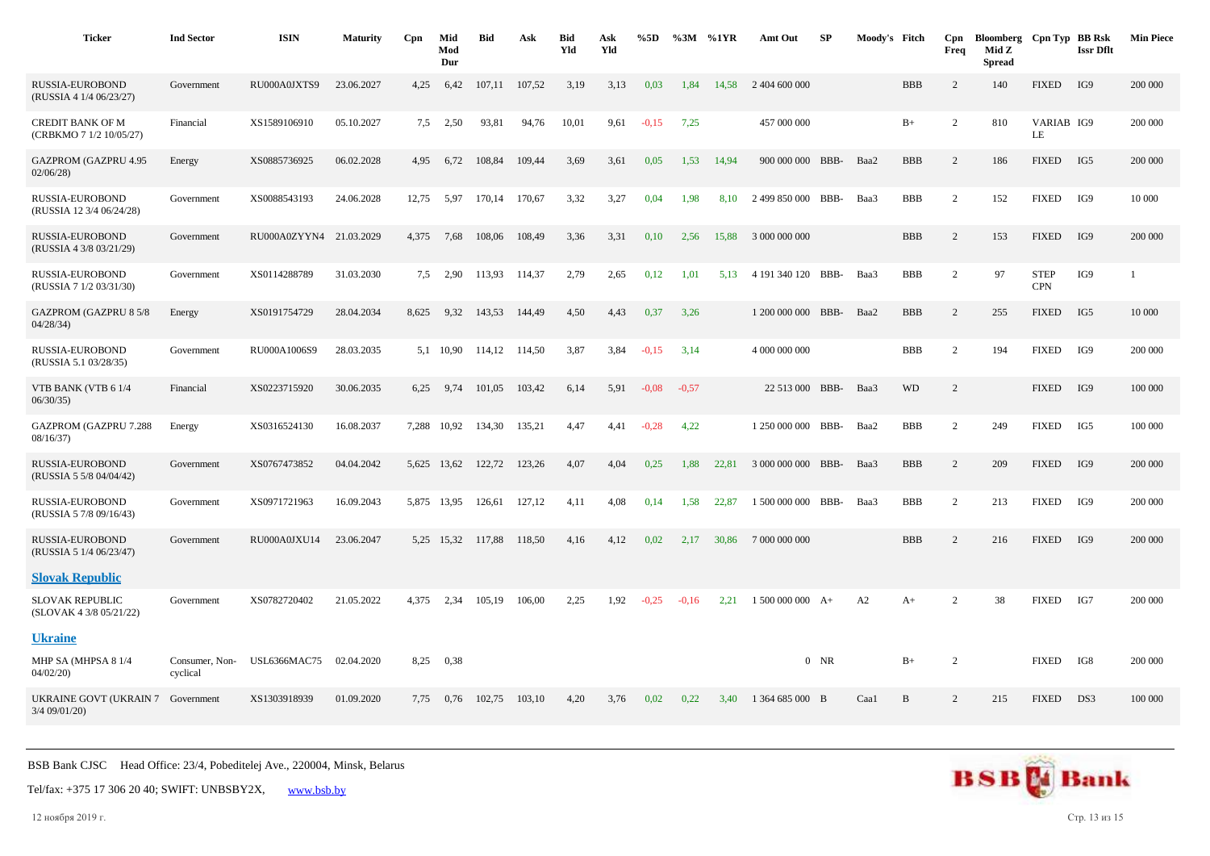| Ticker | Ind Sector | ISIN | Maturity | Cpn | Mid Mod Dur | Bid | Ask | Bid Yld | Ask Yld | %5D | %3M | %1YR | Amt Out | SP | Moody's | Fitch | Cpn Freq | Bloomberg Mid Z Spread | Cpn Typ | BB Rsk Issr Dflt | Min Piece |
|---|---|---|---|---|---|---|---|---|---|---|---|---|---|---|---|---|---|---|---|---|---|
| RUSSIA-EUROBOND (RUSSIA 4 1/4 06/23/27) | Government | RU000A0JXTS9 | 23.06.2027 | 4,25 | 6,42 | 107,11 | 107,52 | 3,19 | 3,13 | 0,03 | 1,84 | 14,58 | 2 404 600 000 | | | BBB | 2 | 140 | FIXED | IG9 | 200 000 |
| CREDIT BANK OF M (CRBKMO 7 1/2 10/05/27) | Financial | XS1589106910 | 05.10.2027 | 7,5 | 2,50 | 93,81 | 94,76 | 10,01 | 9,61 | -0,15 | 7,25 | | 457 000 000 | | | B+ | 2 | 810 | VARIABLE | IG9 | 200 000 |
| GAZPROM (GAZPRU 4.95 02/06/28) | Energy | XS0885736925 | 06.02.2028 | 4,95 | 6,72 | 108,84 | 109,44 | 3,69 | 3,61 | 0,05 | 1,53 | 14,94 | 900 000 000 | BBB- | Baa2 | BBB | 2 | 186 | FIXED | IG5 | 200 000 |
| RUSSIA-EUROBOND (RUSSIA 12 3/4 06/24/28) | Government | XS0088543193 | 24.06.2028 | 12,75 | 5,97 | 170,14 | 170,67 | 3,32 | 3,27 | 0,04 | 1,98 | 8,10 | 2 499 850 000 | BBB- | Baa3 | BBB | 2 | 152 | FIXED | IG9 | 10 000 |
| RUSSIA-EUROBOND (RUSSIA 4 3/8 03/21/29) | Government | RU000A0ZYYN4 | 21.03.2029 | 4,375 | 7,68 | 108,06 | 108,49 | 3,36 | 3,31 | 0,10 | 2,56 | 15,88 | 3 000 000 000 | | | BBB | 2 | 153 | FIXED | IG9 | 200 000 |
| RUSSIA-EUROBOND (RUSSIA 7 1/2 03/31/30) | Government | XS0114288789 | 31.03.2030 | 7,5 | 2,90 | 113,93 | 114,37 | 2,79 | 2,65 | 0,12 | 1,01 | 5,13 | 4 191 340 120 | BBB- | Baa3 | BBB | 2 | 97 | STEP CPN | IG9 | 1 |
| GAZPROM (GAZPRU 8 5/8 04/28/34) | Energy | XS0191754729 | 28.04.2034 | 8,625 | 9,32 | 143,53 | 144,49 | 4,50 | 4,43 | 0,37 | 3,26 | | 1 200 000 000 | BBB- | Baa2 | BBB | 2 | 255 | FIXED | IG5 | 10 000 |
| RUSSIA-EUROBOND (RUSSIA 5.1 03/28/35) | Government | RU000A1006S9 | 28.03.2035 | 5,1 | 10,90 | 114,12 | 114,50 | 3,87 | 3,84 | -0,15 | 3,14 | | 4 000 000 000 | | | BBB | 2 | 194 | FIXED | IG9 | 200 000 |
| VTB BANK (VTB 6 1/4 06/30/35) | Financial | XS0223715920 | 30.06.2035 | 6,25 | 9,74 | 101,05 | 103,42 | 6,14 | 5,91 | -0,08 | -0,57 | | 22 513 000 | BBB- | Baa3 | WD | 2 | | FIXED | IG9 | 100 000 |
| GAZPROM (GAZPRU 7.288 08/16/37) | Energy | XS0316524130 | 16.08.2037 | 7,288 | 10,92 | 134,30 | 135,21 | 4,47 | 4,41 | -0,28 | 4,22 | | 1 250 000 000 | BBB- | Baa2 | BBB | 2 | 249 | FIXED | IG5 | 100 000 |
| RUSSIA-EUROBOND (RUSSIA 5 5/8 04/04/42) | Government | XS0767473852 | 04.04.2042 | 5,625 | 13,62 | 122,72 | 123,26 | 4,07 | 4,04 | 0,25 | 1,88 | 22,81 | 3 000 000 000 | BBB- | Baa3 | BBB | 2 | 209 | FIXED | IG9 | 200 000 |
| RUSSIA-EUROBOND (RUSSIA 5 7/8 09/16/43) | Government | XS0971721963 | 16.09.2043 | 5,875 | 13,95 | 126,61 | 127,12 | 4,11 | 4,08 | 0,14 | 1,58 | 22,87 | 1 500 000 000 | BBB- | Baa3 | BBB | 2 | 213 | FIXED | IG9 | 200 000 |
| RUSSIA-EUROBOND (RUSSIA 5 1/4 06/23/47) | Government | RU000A0JXU14 | 23.06.2047 | 5,25 | 15,32 | 117,88 | 118,50 | 4,16 | 4,12 | 0,02 | 2,17 | 30,86 | 7 000 000 000 | | | BBB | 2 | 216 | FIXED | IG9 | 200 000 |
| **Slovak Republic** | | | | | | | | | | | | | | | | | | | | | |
| SLOVAK REPUBLIC (SLOVAK 4 3/8 05/21/22) | Government | XS0782720402 | 21.05.2022 | 4,375 | 2,34 | 105,19 | 106,00 | 2,25 | 1,92 | -0,25 | -0,16 | 2,21 | 1 500 000 000 | A+ | A2 | A+ | 2 | 38 | FIXED | IG7 | 200 000 |
| **Ukraine** | | | | | | | | | | | | | | | | | | | | | |
| MHP SA (MHPSA 8 1/4 04/02/20) | Consumer, Non-cyclical | USL6366MAC75 | 02.04.2020 | 8,25 | 0,38 | | | | | | | | 0 | NR | | B+ | 2 | | FIXED | IG8 | 200 000 |
| UKRAINE GOVT (UKRAIN 7 3/4 09/01/20) | Government | XS1303918939 | 01.09.2020 | 7,75 | 0,76 | 102,75 | 103,10 | 4,20 | 3,76 | 0,02 | 0,22 | 3,40 | 1 364 685 000 | B | Caa1 | B | 2 | 215 | FIXED | DS3 | 100 000 |

BSB Bank CJSC Head Office: 23/4, Pobeditelej Ave., 220004, Minsk, Belarus

Tel/fax: +375 17 306 20 40; SWIFT: UNBSBY2X, www.bsb.by

12 ноября 2019 г.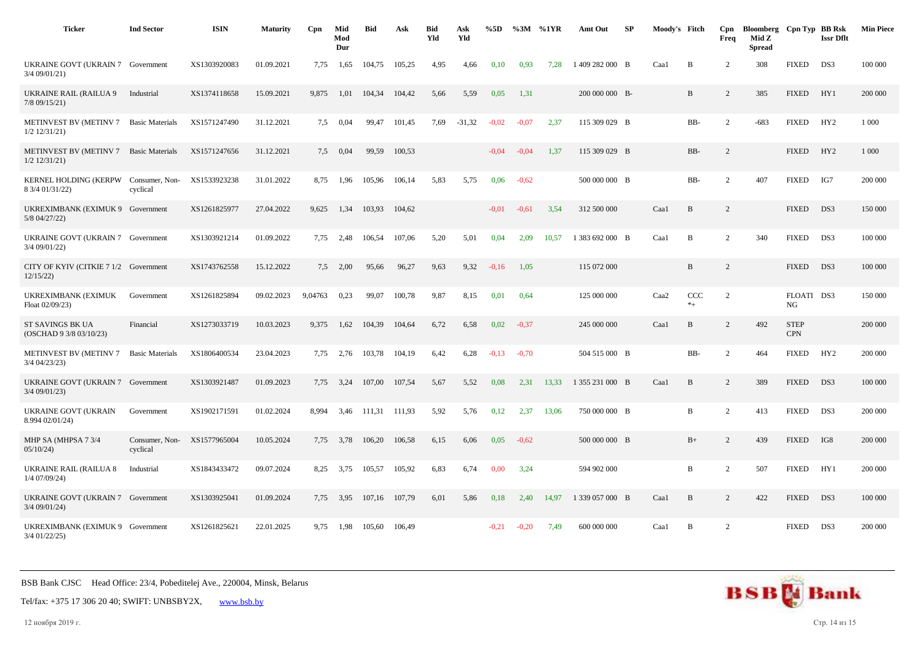| Ticker | Ind Sector | ISIN | Maturity | Cpn | Mid Mod Dur | Bid | Ask | Bid Yld | Ask Yld | %5D | %3M | %1YR | Amt Out | SP | Moody's | Fitch | Cpn Freq | Bloomberg Mid Z Spread | Cpn Typ | BB Rsk Issr Dflt | Min Piece |
|---|---|---|---|---|---|---|---|---|---|---|---|---|---|---|---|---|---|---|---|---|---|
| UKRAINE GOVT (UKRAIN 7 3/4 09/01/21) | Government | XS1303920083 | 01.09.2021 | 7,75 | 1,65 | 104,75 | 105,25 | 4,95 | 4,66 | 0,10 | 0,93 | 7,28 | 1 409 282 000 | B | Caa1 | B | 2 | 308 | FIXED | DS3 | 100 000 |
| UKRAINE RAIL (RAILUA 9 7/8 09/15/21) | Industrial | XS1374118658 | 15.09.2021 | 9,875 | 1,01 | 104,34 | 104,42 | 5,66 | 5,59 | 0,05 | 1,31 | | 200 000 000 | B- | | B | 2 | 385 | FIXED | HY1 | 200 000 |
| METINVEST BV (METINV 7 1/2 12/31/21) | Basic Materials | XS1571247490 | 31.12.2021 | 7,5 | 0,04 | 99,47 | 101,45 | 7,69 | -31,32 | -0,02 | -0,07 | 2,37 | 115 309 029 | B | | BB- | 2 | -683 | FIXED | HY2 | 1 000 |
| METINVEST BV (METINV 7 1/2 12/31/21) | Basic Materials | XS1571247656 | 31.12.2021 | 7,5 | 0,04 | 99,59 | 100,53 | | | -0,04 | -0,04 | 1,37 | 115 309 029 | B | | BB- | 2 | | FIXED | HY2 | 1 000 |
| KERNEL HOLDING (KERPW 8 3/4 01/31/22) | Consumer, Non-cyclical | XS1533923238 | 31.01.2022 | 8,75 | 1,96 | 105,96 | 106,14 | 5,83 | 5,75 | 0,06 | -0,62 | | 500 000 000 | B | | BB- | 2 | 407 | FIXED | IG7 | 200 000 |
| UKREXIMBANK (EXIMUK 9 5/8 04/27/22) | Government | XS1261825977 | 27.04.2022 | 9,625 | 1,34 | 103,93 | 104,62 | | | -0,01 | -0,61 | 3,54 | 312 500 000 | | Caa1 | B | 2 | | FIXED | DS3 | 150 000 |
| UKRAINE GOVT (UKRAIN 7 3/4 09/01/22) | Government | XS1303921214 | 01.09.2022 | 7,75 | 2,48 | 106,54 | 107,06 | 5,20 | 5,01 | 0,04 | 2,09 | 10,57 | 1 383 692 000 | B | Caa1 | B | 2 | 340 | FIXED | DS3 | 100 000 |
| CITY OF KYIV (CITKIE 7 1/2 12/15/22) | Government | XS1743762558 | 15.12.2022 | 7,5 | 2,00 | 95,66 | 96,27 | 9,63 | 9,32 | -0,16 | 1,05 | | 115 072 000 | | | B | 2 | | FIXED | DS3 | 100 000 |
| UKREXIMBANK (EXIMUK Float 02/09/23) | Government | XS1261825894 | 09.02.2023 | 9,04763 | 0,23 | 99,07 | 100,78 | 9,87 | 8,15 | 0,01 | 0,64 | | 125 000 000 | | Caa2 | CCC *+ | 2 | | FLOATING | DS3 | 150 000 |
| ST SAVINGS BK UA (OSCHAD 9 3/8 03/10/23) | Financial | XS1273033719 | 10.03.2023 | 9,375 | 1,62 | 104,39 | 104,64 | 6,72 | 6,58 | 0,02 | -0,37 | | 245 000 000 | | Caa1 | B | 2 | 492 | STEP CPN | | 200 000 |
| METINVEST BV (METINV 7 3/4 04/23/23) | Basic Materials | XS1806400534 | 23.04.2023 | 7,75 | 2,76 | 103,78 | 104,19 | 6,42 | 6,28 | -0,13 | -0,70 | | 504 515 000 | B | | BB- | 2 | 464 | FIXED | HY2 | 200 000 |
| UKRAINE GOVT (UKRAIN 7 3/4 09/01/23) | Government | XS1303921487 | 01.09.2023 | 7,75 | 3,24 | 107,00 | 107,54 | 5,67 | 5,52 | 0,08 | 2,31 | 13,33 | 1 355 231 000 | B | Caa1 | B | 2 | 389 | FIXED | DS3 | 100 000 |
| UKRAINE GOVT (UKRAIN 8.994 02/01/24) | Government | XS1902171591 | 01.02.2024 | 8,994 | 3,46 | 111,31 | 111,93 | 5,92 | 5,76 | 0,12 | 2,37 | 13,06 | 750 000 000 | B | | B | 2 | 413 | FIXED | DS3 | 200 000 |
| MHP SA (MHPSA 7 3/4 05/10/24) | Consumer, Non-cyclical | XS1577965004 | 10.05.2024 | 7,75 | 3,78 | 106,20 | 106,58 | 6,15 | 6,06 | 0,05 | -0,62 | | 500 000 000 | B | | B+ | 2 | 439 | FIXED | IG8 | 200 000 |
| UKRAINE RAIL (RAILUA 8 1/4 07/09/24) | Industrial | XS1843433472 | 09.07.2024 | 8,25 | 3,75 | 105,57 | 105,92 | 6,83 | 6,74 | 0,00 | 3,24 | | 594 902 000 | | | B | 2 | 507 | FIXED | HY1 | 200 000 |
| UKRAINE GOVT (UKRAIN 7 3/4 09/01/24) | Government | XS1303925041 | 01.09.2024 | 7,75 | 3,95 | 107,16 | 107,79 | 6,01 | 5,86 | 0,18 | 2,40 | 14,97 | 1 339 057 000 | B | Caa1 | B | 2 | 422 | FIXED | DS3 | 100 000 |
| UKREXIMBANK (EXIMUK 9 3/4 01/22/25) | Government | XS1261825621 | 22.01.2025 | 9,75 | 1,98 | 105,60 | 106,49 | | | -0,21 | -0,20 | 7,49 | 600 000 000 | | Caa1 | B | 2 | | FIXED | DS3 | 200 000 |

BSB Bank CJSC Head Office: 23/4, Pobeditelej Ave., 220004, Minsk, Belarus

Tel/fax: +375 17 306 20 40; SWIFT: UNBSBY2X, www.bsb.by

12 ноября 2019 г.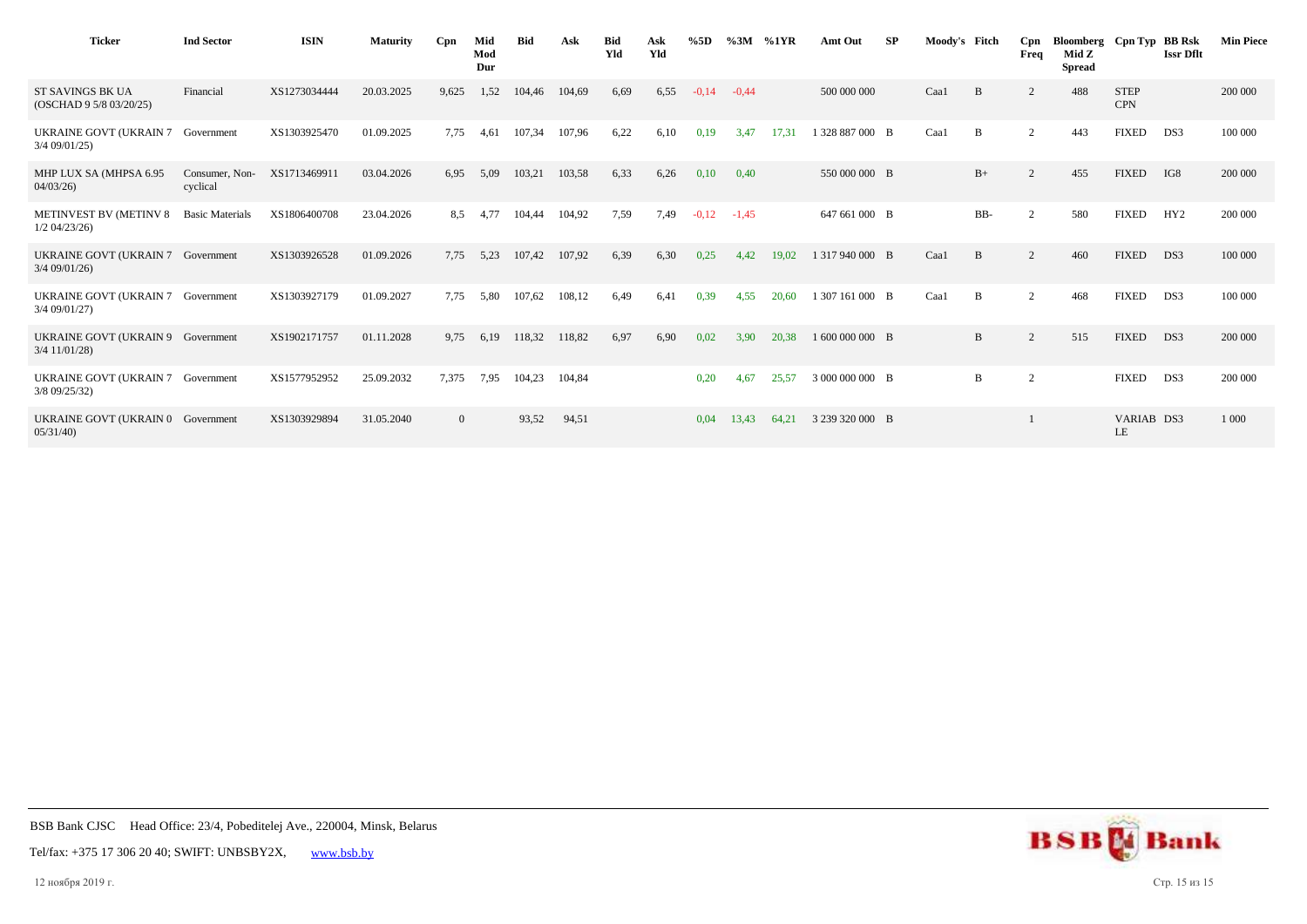| Ticker | Ind Sector | ISIN | Maturity | Cpn | Mid Mod Dur | Bid | Ask | Bid Yld | Ask Yld | %5D | %3M | %1YR | Amt Out | SP | Moody's | Fitch | Cpn Freq | Bloomberg Mid Z Spread | Cpn Typ | BB Rsk Issr Dflt | Min Piece |
|---|---|---|---|---|---|---|---|---|---|---|---|---|---|---|---|---|---|---|---|---|---|
| ST SAVINGS BK UA (OSCHAD 9 5/8 03/20/25) | Financial | XS1273034444 | 20.03.2025 | 9,625 | 1,52 | 104,46 | 104,69 | 6,69 | 6,55 | -0,14 | -0,44 | | 500 000 000 | | Caa1 | B | 2 | 488 | STEP CPN | | 200 000 |
| UKRAINE GOVT (UKRAIN 7 3/4 09/01/25) | Government | XS1303925470 | 01.09.2025 | 7,75 | 4,61 | 107,34 | 107,96 | 6,22 | 6,10 | 0,19 | 3,47 | 17,31 | 1 328 887 000 | B | Caa1 | B | 2 | 443 | FIXED | DS3 | 100 000 |
| MHP LUX SA (MHPSA 6.95 04/03/26) | Consumer, Non-cyclical | XS1713469911 | 03.04.2026 | 6,95 | 5,09 | 103,21 | 103,58 | 6,33 | 6,26 | 0,10 | 0,40 | | 550 000 000 | B | | B+ | 2 | 455 | FIXED | IG8 | 200 000 |
| METINVEST BV (METINV 8 1/2 04/23/26) | Basic Materials | XS1806400708 | 23.04.2026 | 8,5 | 4,77 | 104,44 | 104,92 | 7,59 | 7,49 | -0,12 | -1,45 | | 647 661 000 | B | | BB- | 2 | 580 | FIXED | HY2 | 200 000 |
| UKRAINE GOVT (UKRAIN 7 3/4 09/01/26) | Government | XS1303926528 | 01.09.2026 | 7,75 | 5,23 | 107,42 | 107,92 | 6,39 | 6,30 | 0,25 | 4,42 | 19,02 | 1 317 940 000 | B | Caa1 | B | 2 | 460 | FIXED | DS3 | 100 000 |
| UKRAINE GOVT (UKRAIN 7 3/4 09/01/27) | Government | XS1303927179 | 01.09.2027 | 7,75 | 5,80 | 107,62 | 108,12 | 6,49 | 6,41 | 0,39 | 4,55 | 20,60 | 1 307 161 000 | B | Caa1 | B | 2 | 468 | FIXED | DS3 | 100 000 |
| UKRAINE GOVT (UKRAIN 9 3/4 11/01/28) | Government | XS1902171757 | 01.11.2028 | 9,75 | 6,19 | 118,32 | 118,82 | 6,97 | 6,90 | 0,02 | 3,90 | 20,38 | 1 600 000 000 | B | | B | 2 | 515 | FIXED | DS3 | 200 000 |
| UKRAINE GOVT (UKRAIN 7 3/8 09/25/32) | Government | XS1577952952 | 25.09.2032 | 7,375 | 7,95 | 104,23 | 104,84 | | | 0,20 | 4,67 | 25,57 | 3 000 000 000 | B | | B | 2 | | FIXED | DS3 | 200 000 |
| UKRAINE GOVT (UKRAIN 0 05/31/40) | Government | XS1303929894 | 31.05.2040 | 0 | | 93,52 | 94,51 | | | 0,04 | 13,43 | 64,21 | 3 239 320 000 | B | | | 1 | | VARIABLE | DS3 | 1 000 |